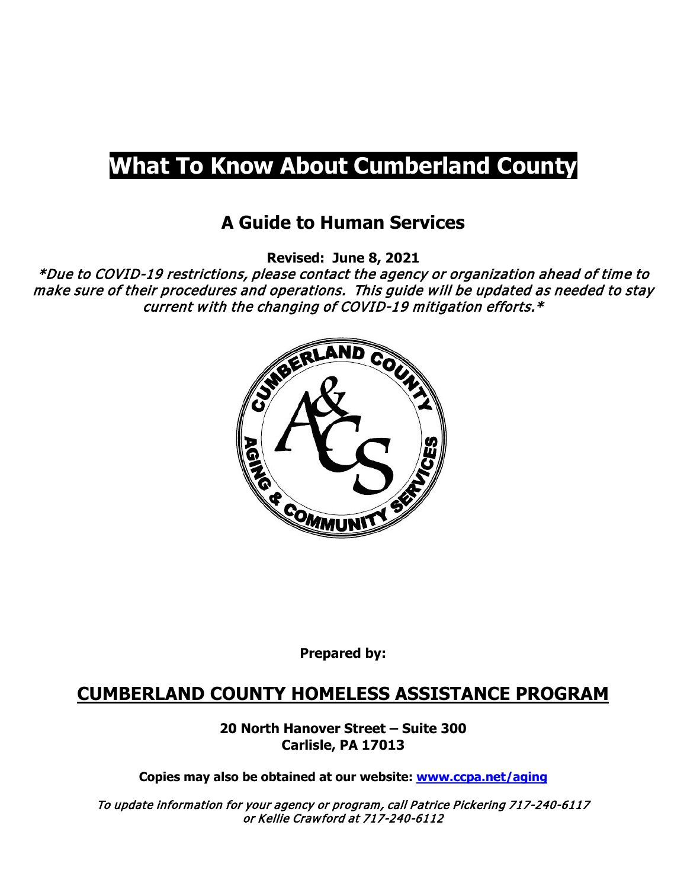# What To Know About Cumberland County

## A Guide to Human Services

**Revised: June 8, 2021**

*\*Due to COVID-19 restrictions, please contact the agency or organization ahead of time to make sure of their procedures and operations. This guide will be updated as needed to stay current with the changing of COVID-19 mitigation efforts.\**

**Prepared by:**

## CUMBERLAND COUNTY HOMELESS ASSISTANCE PROGRAM

**20 North Hanover Street – Suite 300**
**Carlisle, PA 17013**

**Copies may also be obtained at our website: [www.ccpa.net/aging](http://www.ccpa.net/aging)**

*To update information for your agency or program, call Patrice Pickering 717-240-6117 or Kellie Crawford at 717-240-6112*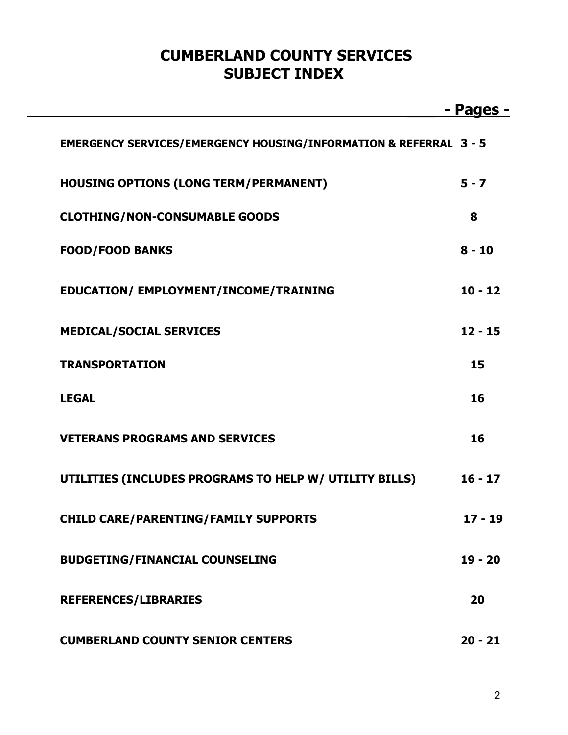# CUMBERLAND COUNTY SERVICES
# SUBJECT INDEX

| | - Pages - |
|---|---|
| **EMERGENCY SERVICES/EMERGENCY HOUSING/INFORMATION & REFERRAL** | **3 - 5** |
| **HOUSING OPTIONS (LONG TERM/PERMANENT)** | **5 - 7** |
| **CLOTHING/NON-CONSUMABLE GOODS** | **8** |
| **FOOD/FOOD BANKS** | **8 - 10** |
| **EDUCATION/ EMPLOYMENT/INCOME/TRAINING** | **10 - 12** |
| **MEDICAL/SOCIAL SERVICES** | **12 - 15** |
| **TRANSPORTATION** | **15** |
| **LEGAL** | **16** |
| **VETERANS PROGRAMS AND SERVICES** | **16** |
| **UTILITIES (INCLUDES PROGRAMS TO HELP W/ UTILITY BILLS)** | **16 - 17** |
| **CHILD CARE/PARENTING/FAMILY SUPPORTS** | **17 - 19** |
| **BUDGETING/FINANCIAL COUNSELING** | **19 - 20** |
| **REFERENCES/LIBRARIES** | **20** |
| **CUMBERLAND COUNTY SENIOR CENTERS** | **20 - 21** |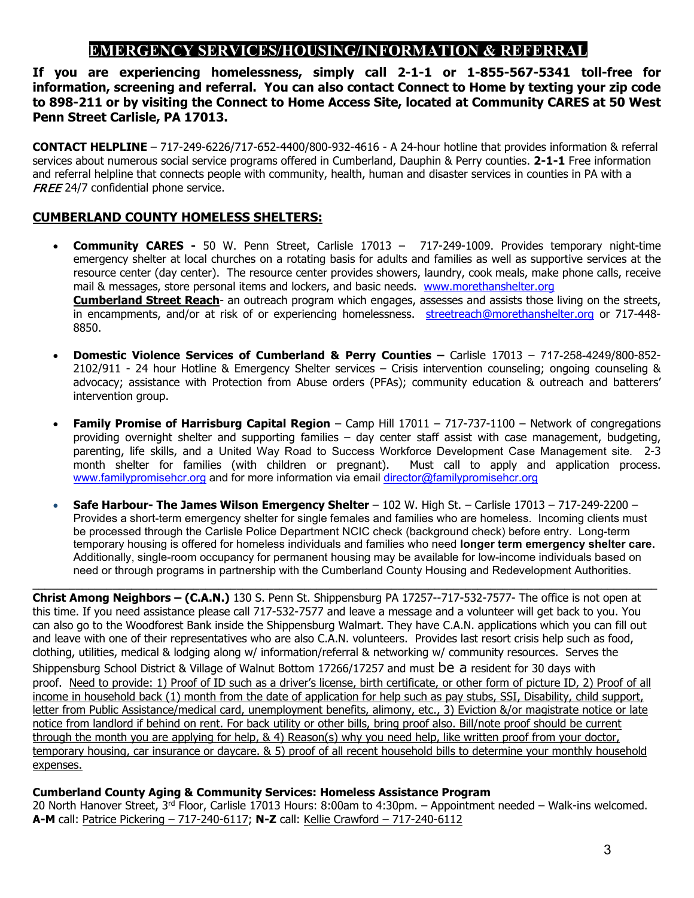# EMERGENCY SERVICES/HOUSING/INFORMATION & REFERRAL

**If you are experiencing homelessness, simply call 2-1-1 or 1-855-567-5341 toll-free for information, screening and referral. You can also contact Connect to Home by texting your zip code to 898-211 or by visiting the Connect to Home Access Site, located at Community CARES at 50 West Penn Street Carlisle, PA 17013.**

**CONTACT HELPLINE** – 717-249-6226/717-652-4400/800-932-4616 - A 24-hour hotline that provides information & referral services about numerous social service programs offered in Cumberland, Dauphin & Perry counties. **2-1-1** Free information and referral helpline that connects people with community, health, human and disaster services in counties in PA with a *FREE* 24/7 confidential phone service.

## CUMBERLAND COUNTY HOMELESS SHELTERS:

- **Community CARES -** 50 W. Penn Street, Carlisle 17013 – 717-249-1009. Provides temporary night-time emergency shelter at local churches on a rotating basis for adults and families as well as supportive services at the resource center (day center). The resource center provides showers, laundry, cook meals, make phone calls, receive mail & messages, store personal items and lockers, and basic needs. www.morethanshelter.org
  **Cumberland Street Reach**- an outreach program which engages, assesses and assists those living on the streets, in encampments, and/or at risk of or experiencing homelessness. streetreach@morethanshelter.org or 717-448-8850.

- **Domestic Violence Services of Cumberland & Perry Counties –** Carlisle 17013 – 717-258-4249/800-852-2102/911 - 24 hour Hotline & Emergency Shelter services – Crisis intervention counseling; ongoing counseling & advocacy; assistance with Protection from Abuse orders (PFAs); community education & outreach and batterers' intervention group.

- **Family Promise of Harrisburg Capital Region** – Camp Hill 17011 – 717-737-1100 – Network of congregations providing overnight shelter and supporting families – day center staff assist with case management, budgeting, parenting, life skills, and a United Way Road to Success Workforce Development Case Management site. 2-3 month shelter for families (with children or pregnant). Must call to apply and application process. www.familypromisehcr.org and for more information via email director@familypromisehcr.org

- **Safe Harbour- The James Wilson Emergency Shelter** – 102 W. High St. – Carlisle 17013 – 717-249-2200 – Provides a short-term emergency shelter for single females and families who are homeless. Incoming clients must be processed through the Carlisle Police Department NCIC check (background check) before entry. Long-term temporary housing is offered for homeless individuals and families who need **longer term emergency shelter care.** Additionally, single-room occupancy for permanent housing may be available for low-income individuals based on need or through programs in partnership with the Cumberland County Housing and Redevelopment Authorities.

---

**Christ Among Neighbors – (C.A.N.)** 130 S. Penn St. Shippensburg PA 17257--717-532-7577- The office is not open at this time. If you need assistance please call 717-532-7577 and leave a message and a volunteer will get back to you. You can also go to the Woodforest Bank inside the Shippensburg Walmart. They have C.A.N. applications which you can fill out and leave with one of their representatives who are also C.A.N. volunteers. Provides last resort crisis help such as food, clothing, utilities, medical & lodging along w/ information/referral & networking w/ community resources. Serves the Shippensburg School District & Village of Walnut Bottom 17266/17257 and must be a resident for 30 days with proof. Need to provide: 1) Proof of ID such as a driver's license, birth certificate, or other form of picture ID, 2) Proof of all income in household back (1) month from the date of application for help such as pay stubs, SSI, Disability, child support, letter from Public Assistance/medical card, unemployment benefits, alimony, etc., 3) Eviction &/or magistrate notice or late notice from landlord if behind on rent. For back utility or other bills, bring proof also. Bill/note proof should be current through the month you are applying for help, & 4) Reason(s) why you need help, like written proof from your doctor, temporary housing, car insurance or daycare. & 5) proof of all recent household bills to determine your monthly household expenses.

**Cumberland County Aging & Community Services: Homeless Assistance Program**
20 North Hanover Street, 3rd Floor, Carlisle 17013 Hours: 8:00am to 4:30pm. – Appointment needed – Walk-ins welcomed.
**A-M** call: Patrice Pickering – 717-240-6117; **N-Z** call: Kellie Crawford – 717-240-6112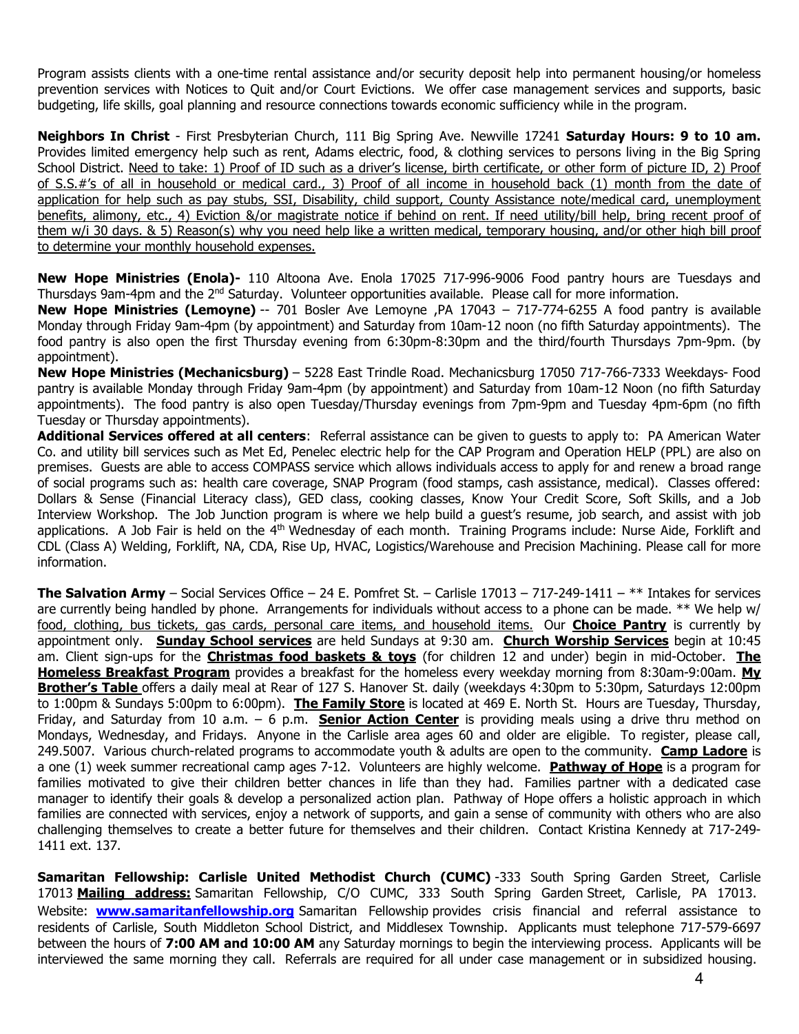Program assists clients with a one-time rental assistance and/or security deposit help into permanent housing/or homeless prevention services with Notices to Quit and/or Court Evictions. We offer case management services and supports, basic budgeting, life skills, goal planning and resource connections towards economic sufficiency while in the program.

**Neighbors In Christ** - First Presbyterian Church, 111 Big Spring Ave. Newville 17241 **Saturday Hours: 9 to 10 am.** Provides limited emergency help such as rent, Adams electric, food, & clothing services to persons living in the Big Spring School District. Need to take: 1) Proof of ID such as a driver's license, birth certificate, or other form of picture ID, 2) Proof of S.S.#'s of all in household or medical card., 3) Proof of all income in household back (1) month from the date of application for help such as pay stubs, SSI, Disability, child support, County Assistance note/medical card, unemployment benefits, alimony, etc., 4) Eviction &/or magistrate notice if behind on rent. If need utility/bill help, bring recent proof of them w/i 30 days. & 5) Reason(s) why you need help like a written medical, temporary housing, and/or other high bill proof to determine your monthly household expenses.

**New Hope Ministries (Enola)-** 110 Altoona Ave. Enola 17025 717-996-9006 Food pantry hours are Tuesdays and Thursdays 9am-4pm and the 2nd Saturday. Volunteer opportunities available. Please call for more information.

**New Hope Ministries (Lemoyne)** -- 701 Bosler Ave Lemoyne ,PA 17043 – 717-774-6255 A food pantry is available Monday through Friday 9am-4pm (by appointment) and Saturday from 10am-12 noon (no fifth Saturday appointments). The food pantry is also open the first Thursday evening from 6:30pm-8:30pm and the third/fourth Thursdays 7pm-9pm. (by appointment).

**New Hope Ministries (Mechanicsburg)** – 5228 East Trindle Road. Mechanicsburg 17050 717-766-7333 Weekdays- Food pantry is available Monday through Friday 9am-4pm (by appointment) and Saturday from 10am-12 Noon (no fifth Saturday appointments). The food pantry is also open Tuesday/Thursday evenings from 7pm-9pm and Tuesday 4pm-6pm (no fifth Tuesday or Thursday appointments).

**Additional Services offered at all centers**: Referral assistance can be given to guests to apply to: PA American Water Co. and utility bill services such as Met Ed, Penelec electric help for the CAP Program and Operation HELP (PPL) are also on premises. Guests are able to access COMPASS service which allows individuals access to apply for and renew a broad range of social programs such as: health care coverage, SNAP Program (food stamps, cash assistance, medical). Classes offered: Dollars & Sense (Financial Literacy class), GED class, cooking classes, Know Your Credit Score, Soft Skills, and a Job Interview Workshop. The Job Junction program is where we help build a guest's resume, job search, and assist with job applications. A Job Fair is held on the 4th Wednesday of each month. Training Programs include: Nurse Aide, Forklift and CDL (Class A) Welding, Forklift, NA, CDA, Rise Up, HVAC, Logistics/Warehouse and Precision Machining. Please call for more information.

**The Salvation Army** – Social Services Office – 24 E. Pomfret St. – Carlisle 17013 – 717-249-1411 – ** Intakes for services are currently being handled by phone. Arrangements for individuals without access to a phone can be made. ** We help w/ food, clothing, bus tickets, gas cards, personal care items, and household items. Our **Choice Pantry** is currently by appointment only. **Sunday School services** are held Sundays at 9:30 am. **Church Worship Services** begin at 10:45 am. Client sign-ups for the **Christmas food baskets & toys** (for children 12 and under) begin in mid-October. **The Homeless Breakfast Program** provides a breakfast for the homeless every weekday morning from 8:30am-9:00am. **My Brother's Table** offers a daily meal at Rear of 127 S. Hanover St. daily (weekdays 4:30pm to 5:30pm, Saturdays 12:00pm to 1:00pm & Sundays 5:00pm to 6:00pm). **The Family Store** is located at 469 E. North St. Hours are Tuesday, Thursday, Friday, and Saturday from 10 a.m. – 6 p.m. **Senior Action Center** is providing meals using a drive thru method on Mondays, Wednesday, and Fridays. Anyone in the Carlisle area ages 60 and older are eligible. To register, please call, 249.5007. Various church-related programs to accommodate youth & adults are open to the community. **Camp Ladore** is a one (1) week summer recreational camp ages 7-12. Volunteers are highly welcome. **Pathway of Hope** is a program for families motivated to give their children better chances in life than they had. Families partner with a dedicated case manager to identify their goals & develop a personalized action plan. Pathway of Hope offers a holistic approach in which families are connected with services, enjoy a network of supports, and gain a sense of community with others who are also challenging themselves to create a better future for themselves and their children. Contact Kristina Kennedy at 717-249-1411 ext. 137.

**Samaritan Fellowship: Carlisle United Methodist Church (CUMC)** -333 South Spring Garden Street, Carlisle 17013 **Mailing address:** Samaritan Fellowship, C/O CUMC, 333 South Spring Garden Street, Carlisle, PA 17013. Website: **www.samaritanfellowship.org** Samaritan Fellowship provides crisis financial and referral assistance to residents of Carlisle, South Middleton School District, and Middlesex Township. Applicants must telephone 717-579-6697 between the hours of **7:00 AM and 10:00 AM** any Saturday mornings to begin the interviewing process. Applicants will be interviewed the same morning they call. Referrals are required for all under case management or in subsidized housing.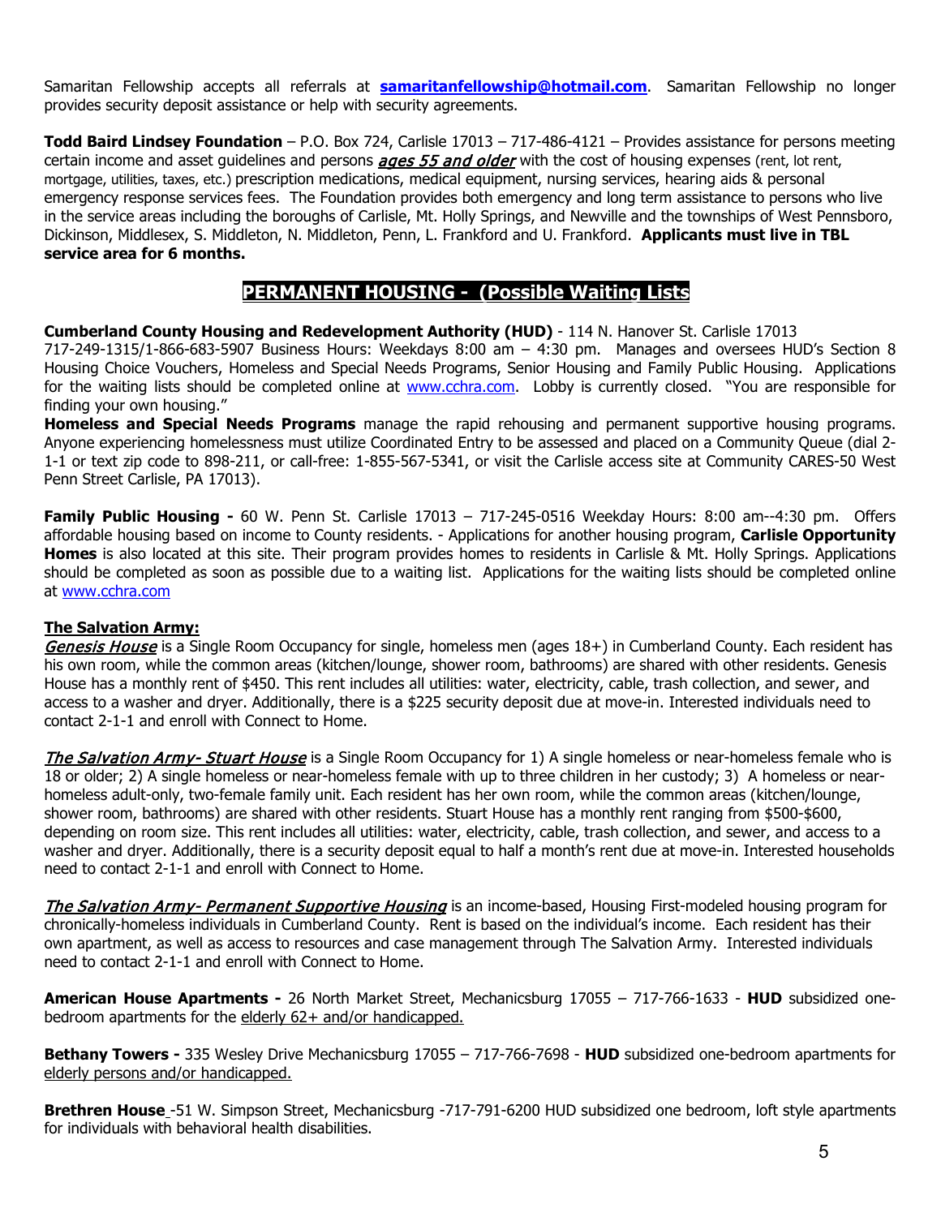Samaritan Fellowship accepts all referrals at **samaritanfellowship@hotmail.com**. Samaritan Fellowship no longer provides security deposit assistance or help with security agreements.

**Todd Baird Lindsey Foundation** – P.O. Box 724, Carlisle 17013 – 717-486-4121 – Provides assistance for persons meeting certain income and asset guidelines and persons ***ages 55 and older*** with the cost of housing expenses (rent, lot rent, mortgage, utilities, taxes, etc.) prescription medications, medical equipment, nursing services, hearing aids & personal emergency response services fees. The Foundation provides both emergency and long term assistance to persons who live in the service areas including the boroughs of Carlisle, Mt. Holly Springs, and Newville and the townships of West Pennsboro, Dickinson, Middlesex, S. Middleton, N. Middleton, Penn, L. Frankford and U. Frankford. **Applicants must live in TBL service area for 6 months.**

## PERMANENT HOUSING - (Possible Waiting Lists

**Cumberland County Housing and Redevelopment Authority (HUD)** - 114 N. Hanover St. Carlisle 17013 717-249-1315/1-866-683-5907 Business Hours: Weekdays 8:00 am – 4:30 pm. Manages and oversees HUD's Section 8 Housing Choice Vouchers, Homeless and Special Needs Programs, Senior Housing and Family Public Housing. Applications for the waiting lists should be completed online at www.cchra.com. Lobby is currently closed. "You are responsible for finding your own housing."

**Homeless and Special Needs Programs** manage the rapid rehousing and permanent supportive housing programs. Anyone experiencing homelessness must utilize Coordinated Entry to be assessed and placed on a Community Queue (dial 2-1-1 or text zip code to 898-211, or call-free: 1-855-567-5341, or visit the Carlisle access site at Community CARES-50 West Penn Street Carlisle, PA 17013).

**Family Public Housing -** 60 W. Penn St. Carlisle 17013 – 717-245-0516 Weekday Hours: 8:00 am--4:30 pm. Offers affordable housing based on income to County residents. - Applications for another housing program, **Carlisle Opportunity Homes** is also located at this site. Their program provides homes to residents in Carlisle & Mt. Holly Springs. Applications should be completed as soon as possible due to a waiting list. Applications for the waiting lists should be completed online at www.cchra.com

**The Salvation Army:**

*Genesis House* is a Single Room Occupancy for single, homeless men (ages 18+) in Cumberland County. Each resident has his own room, while the common areas (kitchen/lounge, shower room, bathrooms) are shared with other residents. Genesis House has a monthly rent of $450. This rent includes all utilities: water, electricity, cable, trash collection, and sewer, and access to a washer and dryer. Additionally, there is a $225 security deposit due at move-in. Interested individuals need to contact 2-1-1 and enroll with Connect to Home.

*The Salvation Army- Stuart House* is a Single Room Occupancy for 1) A single homeless or near-homeless female who is 18 or older; 2) A single homeless or near-homeless female with up to three children in her custody; 3) A homeless or near-homeless adult-only, two-female family unit. Each resident has her own room, while the common areas (kitchen/lounge, shower room, bathrooms) are shared with other residents. Stuart House has a monthly rent ranging from $500-$600, depending on room size. This rent includes all utilities: water, electricity, cable, trash collection, and sewer, and access to a washer and dryer. Additionally, there is a security deposit equal to half a month's rent due at move-in. Interested households need to contact 2-1-1 and enroll with Connect to Home.

*The Salvation Army- Permanent Supportive Housing* is an income-based, Housing First-modeled housing program for chronically-homeless individuals in Cumberland County. Rent is based on the individual's income. Each resident has their own apartment, as well as access to resources and case management through The Salvation Army. Interested individuals need to contact 2-1-1 and enroll with Connect to Home.

**American House Apartments -** 26 North Market Street, Mechanicsburg 17055 – 717-766-1633 - **HUD** subsidized one-bedroom apartments for the elderly 62+ and/or handicapped.

**Bethany Towers -** 335 Wesley Drive Mechanicsburg 17055 – 717-766-7698 - **HUD** subsidized one-bedroom apartments for elderly persons and/or handicapped.

**Brethren House** -51 W. Simpson Street, Mechanicsburg -717-791-6200 HUD subsidized one bedroom, loft style apartments for individuals with behavioral health disabilities.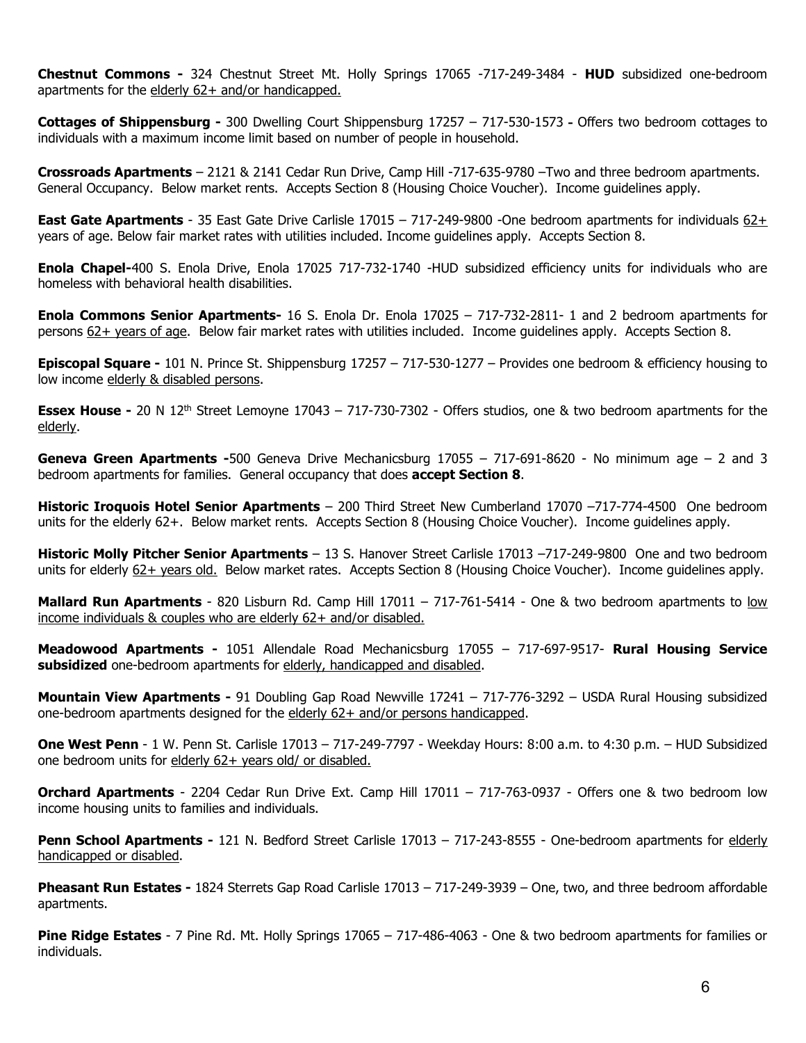**Chestnut Commons -** 324 Chestnut Street Mt. Holly Springs 17065 -717-249-3484 - **HUD** subsidized one-bedroom apartments for the elderly 62+ and/or handicapped.

**Cottages of Shippensburg -** 300 Dwelling Court Shippensburg 17257 – 717-530-1573 **-** Offers two bedroom cottages to individuals with a maximum income limit based on number of people in household.

**Crossroads Apartments** – 2121 & 2141 Cedar Run Drive, Camp Hill -717-635-9780 –Two and three bedroom apartments. General Occupancy. Below market rents. Accepts Section 8 (Housing Choice Voucher). Income guidelines apply.

**East Gate Apartments** - 35 East Gate Drive Carlisle 17015 – 717-249-9800 -One bedroom apartments for individuals 62+ years of age. Below fair market rates with utilities included. Income guidelines apply. Accepts Section 8.

**Enola Chapel-**400 S. Enola Drive, Enola 17025 717-732-1740 -HUD subsidized efficiency units for individuals who are homeless with behavioral health disabilities.

**Enola Commons Senior Apartments-** 16 S. Enola Dr. Enola 17025 – 717-732-2811- 1 and 2 bedroom apartments for persons 62+ years of age. Below fair market rates with utilities included. Income guidelines apply. Accepts Section 8.

**Episcopal Square -** 101 N. Prince St. Shippensburg 17257 – 717-530-1277 – Provides one bedroom & efficiency housing to low income elderly & disabled persons.

**Essex House -** 20 N 12th Street Lemoyne 17043 – 717-730-7302 - Offers studios, one & two bedroom apartments for the elderly.

**Geneva Green Apartments -**500 Geneva Drive Mechanicsburg 17055 – 717-691-8620 - No minimum age – 2 and 3 bedroom apartments for families. General occupancy that does **accept Section 8**.

**Historic Iroquois Hotel Senior Apartments** – 200 Third Street New Cumberland 17070 –717-774-4500 One bedroom units for the elderly 62+. Below market rents. Accepts Section 8 (Housing Choice Voucher). Income guidelines apply.

**Historic Molly Pitcher Senior Apartments** – 13 S. Hanover Street Carlisle 17013 –717-249-9800 One and two bedroom units for elderly 62+ years old. Below market rates. Accepts Section 8 (Housing Choice Voucher). Income guidelines apply.

**Mallard Run Apartments** - 820 Lisburn Rd. Camp Hill 17011 – 717-761-5414 - One & two bedroom apartments to low income individuals & couples who are elderly 62+ and/or disabled.

**Meadowood Apartments -** 1051 Allendale Road Mechanicsburg 17055 – 717-697-9517- **Rural Housing Service subsidized** one-bedroom apartments for elderly, handicapped and disabled.

**Mountain View Apartments -** 91 Doubling Gap Road Newville 17241 – 717-776-3292 – USDA Rural Housing subsidized one-bedroom apartments designed for the elderly 62+ and/or persons handicapped.

**One West Penn** - 1 W. Penn St. Carlisle 17013 – 717-249-7797 - Weekday Hours: 8:00 a.m. to 4:30 p.m. – HUD Subsidized one bedroom units for elderly 62+ years old/ or disabled.

**Orchard Apartments** - 2204 Cedar Run Drive Ext. Camp Hill 17011 – 717-763-0937 - Offers one & two bedroom low income housing units to families and individuals.

**Penn School Apartments -** 121 N. Bedford Street Carlisle 17013 – 717-243-8555 - One-bedroom apartments for elderly handicapped or disabled.

**Pheasant Run Estates -** 1824 Sterrets Gap Road Carlisle 17013 – 717-249-3939 – One, two, and three bedroom affordable apartments.

**Pine Ridge Estates** - 7 Pine Rd. Mt. Holly Springs 17065 – 717-486-4063 - One & two bedroom apartments for families or individuals.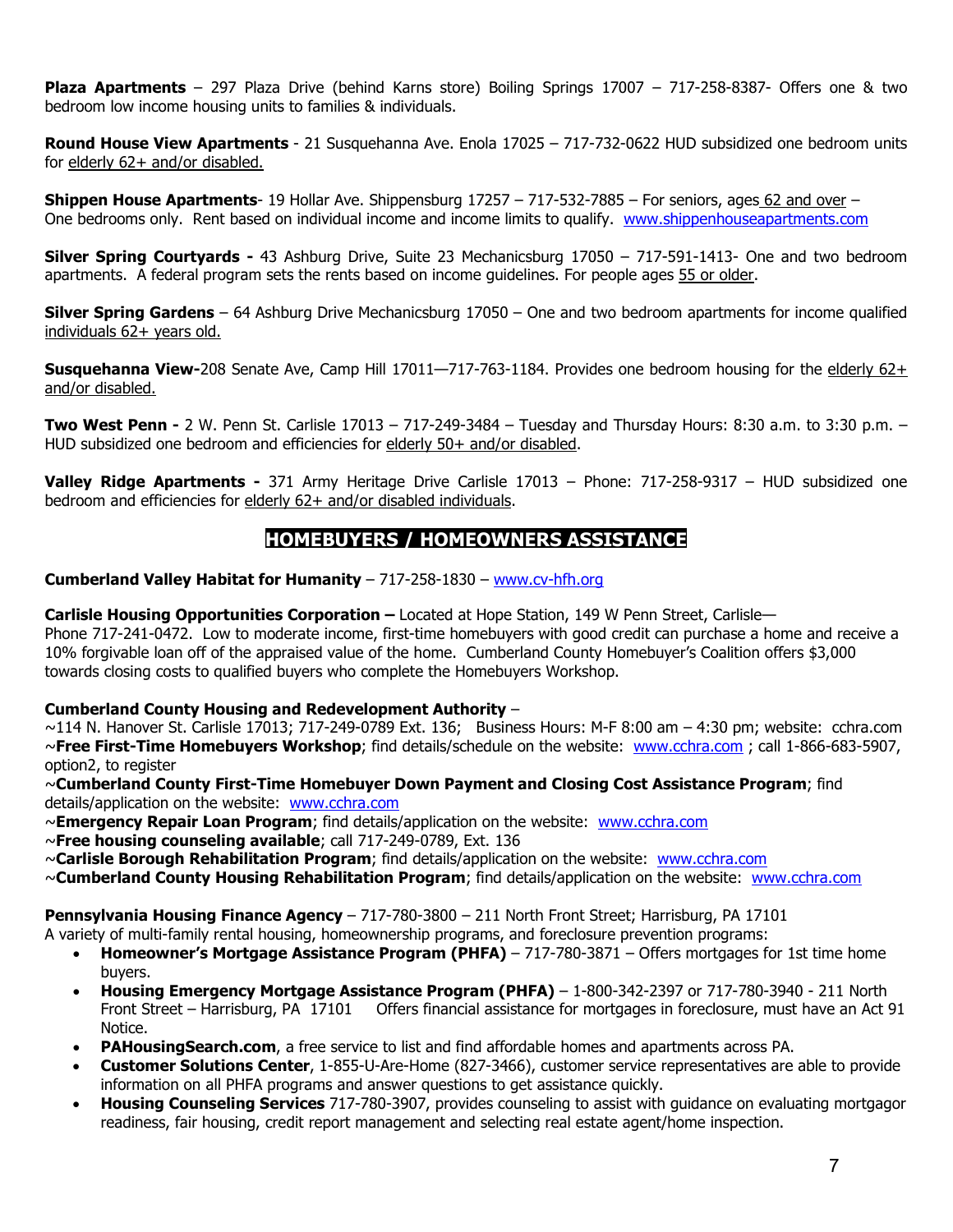**Plaza Apartments** – 297 Plaza Drive (behind Karns store) Boiling Springs 17007 – 717-258-8387- Offers one & two bedroom low income housing units to families & individuals.

**Round House View Apartments** - 21 Susquehanna Ave. Enola 17025 – 717-732-0622 HUD subsidized one bedroom units for elderly 62+ and/or disabled.

**Shippen House Apartments**- 19 Hollar Ave. Shippensburg 17257 – 717-532-7885 – For seniors, ages 62 and over – One bedrooms only. Rent based on individual income and income limits to qualify. [www.shippenhouseapartments.com](www.shippenhouseapartments.com)

**Silver Spring Courtyards -** 43 Ashburg Drive, Suite 23 Mechanicsburg 17050 – 717-591-1413- One and two bedroom apartments. A federal program sets the rents based on income guidelines. For people ages 55 or older.

**Silver Spring Gardens** – 64 Ashburg Drive Mechanicsburg 17050 – One and two bedroom apartments for income qualified individuals 62+ years old.

**Susquehanna View-**208 Senate Ave, Camp Hill 17011—717-763-1184. Provides one bedroom housing for the elderly 62+ and/or disabled.

**Two West Penn -** 2 W. Penn St. Carlisle 17013 – 717-249-3484 – Tuesday and Thursday Hours: 8:30 a.m. to 3:30 p.m. – HUD subsidized one bedroom and efficiencies for elderly 50+ and/or disabled.

**Valley Ridge Apartments -** 371 Army Heritage Drive Carlisle 17013 – Phone: 717-258-9317 – HUD subsidized one bedroom and efficiencies for elderly 62+ and/or disabled individuals.

## HOMEBUYERS / HOMEOWNERS ASSISTANCE

**Cumberland Valley Habitat for Humanity** – 717-258-1830 – [www.cv-hfh.org](www.cv-hfh.org)

**Carlisle Housing Opportunities Corporation –** Located at Hope Station, 149 W Penn Street, Carlisle—
Phone 717-241-0472. Low to moderate income, first-time homebuyers with good credit can purchase a home and receive a 10% forgivable loan off of the appraised value of the home. Cumberland County Homebuyer's Coalition offers $3,000 towards closing costs to qualified buyers who complete the Homebuyers Workshop.

**Cumberland County Housing and Redevelopment Authority** –
~114 N. Hanover St. Carlisle 17013; 717-249-0789 Ext. 136; Business Hours: M-F 8:00 am – 4:30 pm; website: cchra.com
~**Free First-Time Homebuyers Workshop**; find details/schedule on the website: [www.cchra.com](www.cchra.com) ; call 1-866-683-5907, option2, to register
~**Cumberland County First-Time Homebuyer Down Payment and Closing Cost Assistance Program**; find details/application on the website: [www.cchra.com](www.cchra.com)
~**Emergency Repair Loan Program**; find details/application on the website: [www.cchra.com](www.cchra.com)
~**Free housing counseling available**; call 717-249-0789, Ext. 136
~**Carlisle Borough Rehabilitation Program**; find details/application on the website: [www.cchra.com](www.cchra.com)
~**Cumberland County Housing Rehabilitation Program**; find details/application on the website: [www.cchra.com](www.cchra.com)

**Pennsylvania Housing Finance Agency** – 717-780-3800 – 211 North Front Street; Harrisburg, PA 17101
A variety of multi-family rental housing, homeownership programs, and foreclosure prevention programs:

- **Homeowner's Mortgage Assistance Program (PHFA)** – 717-780-3871 – Offers mortgages for 1st time home buyers.
- **Housing Emergency Mortgage Assistance Program (PHFA)** – 1-800-342-2397 or 717-780-3940 - 211 North Front Street – Harrisburg, PA 17101 Offers financial assistance for mortgages in foreclosure, must have an Act 91 Notice.
- **PAHousingSearch.com**, a free service to list and find affordable homes and apartments across PA.
- **Customer Solutions Center**, 1-855-U-Are-Home (827-3466), customer service representatives are able to provide information on all PHFA programs and answer questions to get assistance quickly.
- **Housing Counseling Services** 717-780-3907, provides counseling to assist with guidance on evaluating mortgagor readiness, fair housing, credit report management and selecting real estate agent/home inspection.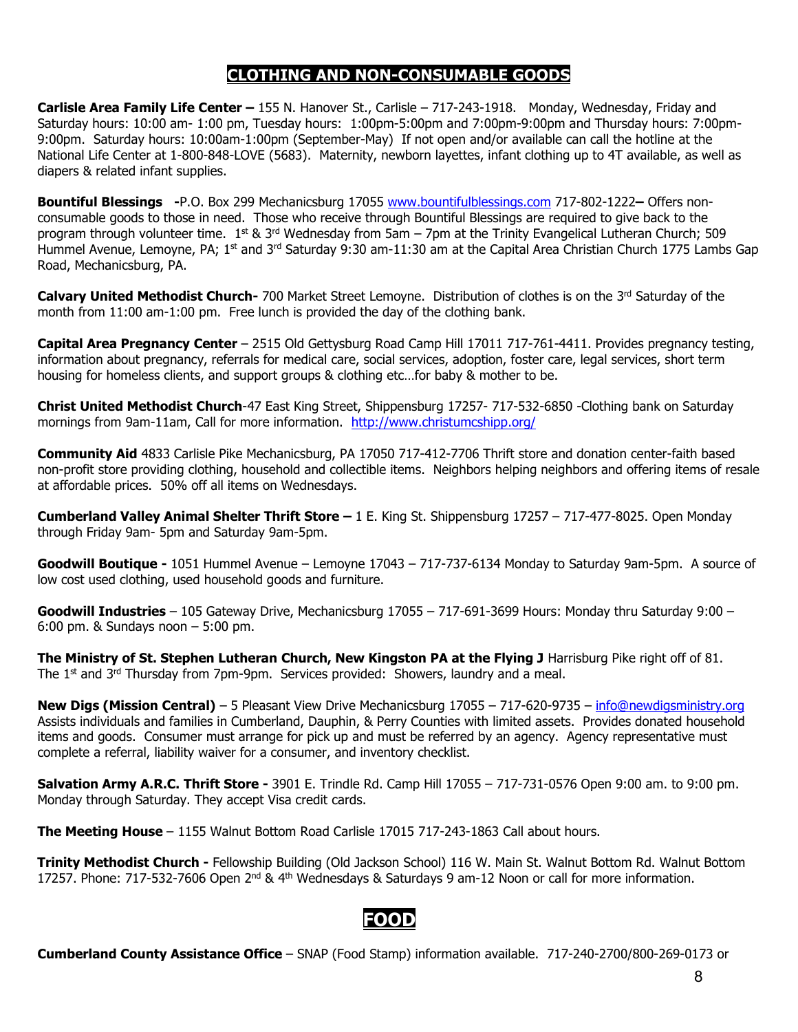# CLOTHING AND NON-CONSUMABLE GOODS

**Carlisle Area Family Life Center –** 155 N. Hanover St., Carlisle – 717-243-1918. Monday, Wednesday, Friday and Saturday hours: 10:00 am- 1:00 pm, Tuesday hours: 1:00pm-5:00pm and 7:00pm-9:00pm and Thursday hours: 7:00pm-9:00pm. Saturday hours: 10:00am-1:00pm (September-May) If not open and/or available can call the hotline at the National Life Center at 1-800-848-LOVE (5683). Maternity, newborn layettes, infant clothing up to 4T available, as well as diapers & related infant supplies.

**Bountiful Blessings -**P.O. Box 299 Mechanicsburg 17055 www.bountifulblessings.com 717-802-1222**–** Offers non-consumable goods to those in need. Those who receive through Bountiful Blessings are required to give back to the program through volunteer time. 1st & 3rd Wednesday from 5am – 7pm at the Trinity Evangelical Lutheran Church; 509 Hummel Avenue, Lemoyne, PA; 1st and 3rd Saturday 9:30 am-11:30 am at the Capital Area Christian Church 1775 Lambs Gap Road, Mechanicsburg, PA.

**Calvary United Methodist Church-** 700 Market Street Lemoyne. Distribution of clothes is on the 3rd Saturday of the month from 11:00 am-1:00 pm. Free lunch is provided the day of the clothing bank.

**Capital Area Pregnancy Center** – 2515 Old Gettysburg Road Camp Hill 17011 717-761-4411. Provides pregnancy testing, information about pregnancy, referrals for medical care, social services, adoption, foster care, legal services, short term housing for homeless clients, and support groups & clothing etc…for baby & mother to be.

**Christ United Methodist Church**-47 East King Street, Shippensburg 17257- 717-532-6850 -Clothing bank on Saturday mornings from 9am-11am, Call for more information. http://www.christumcshipp.org/

**Community Aid** 4833 Carlisle Pike Mechanicsburg, PA 17050 717-412-7706 Thrift store and donation center-faith based non-profit store providing clothing, household and collectible items. Neighbors helping neighbors and offering items of resale at affordable prices. 50% off all items on Wednesdays.

**Cumberland Valley Animal Shelter Thrift Store –** 1 E. King St. Shippensburg 17257 – 717-477-8025. Open Monday through Friday 9am- 5pm and Saturday 9am-5pm.

**Goodwill Boutique -** 1051 Hummel Avenue – Lemoyne 17043 – 717-737-6134 Monday to Saturday 9am-5pm. A source of low cost used clothing, used household goods and furniture.

**Goodwill Industries** – 105 Gateway Drive, Mechanicsburg 17055 – 717-691-3699 Hours: Monday thru Saturday 9:00 – 6:00 pm. & Sundays noon – 5:00 pm.

**The Ministry of St. Stephen Lutheran Church, New Kingston PA at the Flying J** Harrisburg Pike right off of 81. The 1st and 3rd Thursday from 7pm-9pm. Services provided: Showers, laundry and a meal.

**New Digs (Mission Central)** – 5 Pleasant View Drive Mechanicsburg 17055 – 717-620-9735 – info@newdigsministry.org Assists individuals and families in Cumberland, Dauphin, & Perry Counties with limited assets. Provides donated household items and goods. Consumer must arrange for pick up and must be referred by an agency. Agency representative must complete a referral, liability waiver for a consumer, and inventory checklist.

**Salvation Army A.R.C. Thrift Store -** 3901 E. Trindle Rd. Camp Hill 17055 – 717-731-0576 Open 9:00 am. to 9:00 pm. Monday through Saturday. They accept Visa credit cards.

**The Meeting House** – 1155 Walnut Bottom Road Carlisle 17015 717-243-1863 Call about hours.

**Trinity Methodist Church -** Fellowship Building (Old Jackson School) 116 W. Main St. Walnut Bottom Rd. Walnut Bottom 17257. Phone: 717-532-7606 Open 2nd & 4th Wednesdays & Saturdays 9 am-12 Noon or call for more information.

# FOOD

**Cumberland County Assistance Office** – SNAP (Food Stamp) information available. 717-240-2700/800-269-0173 or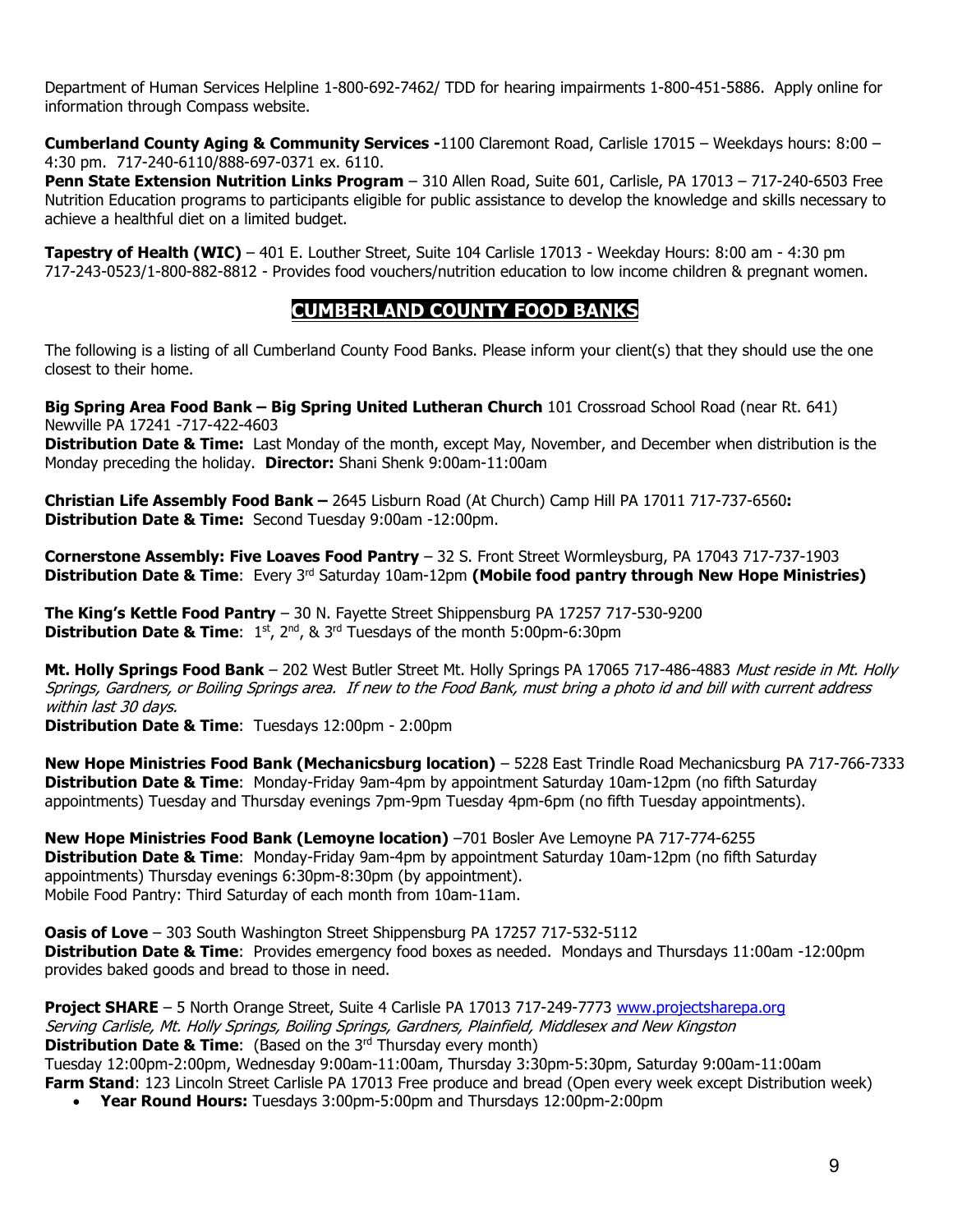Department of Human Services Helpline 1-800-692-7462/ TDD for hearing impairments 1-800-451-5886. Apply online for information through Compass website.

**Cumberland County Aging & Community Services -**1100 Claremont Road, Carlisle 17015 – Weekdays hours: 8:00 – 4:30 pm. 717-240-6110/888-697-0371 ex. 6110.
**Penn State Extension Nutrition Links Program** – 310 Allen Road, Suite 601, Carlisle, PA 17013 – 717-240-6503 Free Nutrition Education programs to participants eligible for public assistance to develop the knowledge and skills necessary to achieve a healthful diet on a limited budget.

**Tapestry of Health (WIC)** – 401 E. Louther Street, Suite 104 Carlisle 17013 - Weekday Hours: 8:00 am - 4:30 pm 717-243-0523/1-800-882-8812 - Provides food vouchers/nutrition education to low income children & pregnant women.

## CUMBERLAND COUNTY FOOD BANKS

The following is a listing of all Cumberland County Food Banks. Please inform your client(s) that they should use the one closest to their home.

**Big Spring Area Food Bank – Big Spring United Lutheran Church** 101 Crossroad School Road (near Rt. 641) Newville PA 17241 -717-422-4603
**Distribution Date & Time:** Last Monday of the month, except May, November, and December when distribution is the Monday preceding the holiday. **Director:** Shani Shenk 9:00am-11:00am

**Christian Life Assembly Food Bank –** 2645 Lisburn Road (At Church) Camp Hill PA 17011 717-737-6560**:**
**Distribution Date & Time:** Second Tuesday 9:00am -12:00pm.

**Cornerstone Assembly: Five Loaves Food Pantry** – 32 S. Front Street Wormleysburg, PA 17043 717-737-1903
**Distribution Date & Time**: Every 3rd Saturday 10am-12pm **(Mobile food pantry through New Hope Ministries)**

**The King's Kettle Food Pantry** – 30 N. Fayette Street Shippensburg PA 17257 717-530-9200
**Distribution Date & Time**: 1st, 2nd, & 3rd Tuesdays of the month 5:00pm-6:30pm

**Mt. Holly Springs Food Bank** – 202 West Butler Street Mt. Holly Springs PA 17065 717-486-4883 *Must reside in Mt. Holly Springs, Gardners, or Boiling Springs area. If new to the Food Bank, must bring a photo id and bill with current address within last 30 days.*
**Distribution Date & Time**: Tuesdays 12:00pm - 2:00pm

**New Hope Ministries Food Bank (Mechanicsburg location)** – 5228 East Trindle Road Mechanicsburg PA 717-766-7333
**Distribution Date & Time**: Monday-Friday 9am-4pm by appointment Saturday 10am-12pm (no fifth Saturday appointments) Tuesday and Thursday evenings 7pm-9pm Tuesday 4pm-6pm (no fifth Tuesday appointments).

**New Hope Ministries Food Bank (Lemoyne location)** –701 Bosler Ave Lemoyne PA 717-774-6255
**Distribution Date & Time**: Monday-Friday 9am-4pm by appointment Saturday 10am-12pm (no fifth Saturday appointments) Thursday evenings 6:30pm-8:30pm (by appointment).
Mobile Food Pantry: Third Saturday of each month from 10am-11am.

**Oasis of Love** – 303 South Washington Street Shippensburg PA 17257 717-532-5112
**Distribution Date & Time**: Provides emergency food boxes as needed. Mondays and Thursdays 11:00am -12:00pm provides baked goods and bread to those in need.

**Project SHARE** – 5 North Orange Street, Suite 4 Carlisle PA 17013 717-249-7773 [www.projectsharepa.org](http://www.projectsharepa.org)
*Serving Carlisle, Mt. Holly Springs, Boiling Springs, Gardners, Plainfield, Middlesex and New Kingston*
**Distribution Date & Time**: (Based on the 3rd Thursday every month)
Tuesday 12:00pm-2:00pm, Wednesday 9:00am-11:00am, Thursday 3:30pm-5:30pm, Saturday 9:00am-11:00am
**Farm Stand**: 123 Lincoln Street Carlisle PA 17013 Free produce and bread (Open every week except Distribution week)

- **Year Round Hours:** Tuesdays 3:00pm-5:00pm and Thursdays 12:00pm-2:00pm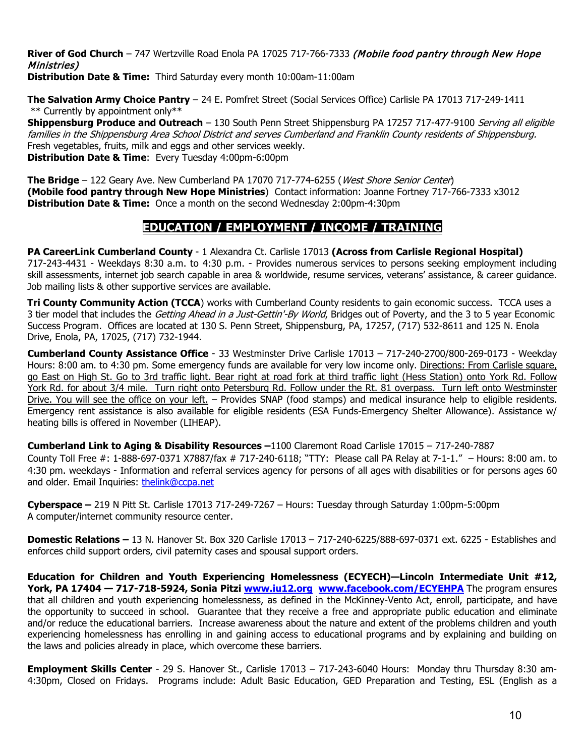**River of God Church** – 747 Wertzville Road Enola PA 17025 717-766-7333 *(Mobile food pantry through New Hope Ministries)*
**Distribution Date & Time:** Third Saturday every month 10:00am-11:00am

**The Salvation Army Choice Pantry** – 24 E. Pomfret Street (Social Services Office) Carlisle PA 17013 717-249-1411
** Currently by appointment only**
**Shippensburg Produce and Outreach** – 130 South Penn Street Shippensburg PA 17257 717-477-9100 *Serving all eligible families in the Shippensburg Area School District and serves Cumberland and Franklin County residents of Shippensburg.* Fresh vegetables, fruits, milk and eggs and other services weekly.
**Distribution Date & Time**: Every Tuesday 4:00pm-6:00pm

**The Bridge** – 122 Geary Ave. New Cumberland PA 17070 717-774-6255 (*West Shore Senior Center*)
**(Mobile food pantry through New Hope Ministries**) Contact information: Joanne Fortney 717-766-7333 x3012
**Distribution Date & Time:** Once a month on the second Wednesday 2:00pm-4:30pm

## EDUCATION / EMPLOYMENT / INCOME / TRAINING

**PA CareerLink Cumberland County** - 1 Alexandra Ct. Carlisle 17013 **(Across from Carlisle Regional Hospital)** 717-243-4431 - Weekdays 8:30 a.m. to 4:30 p.m. - Provides numerous services to persons seeking employment including skill assessments, internet job search capable in area & worldwide, resume services, veterans' assistance, & career guidance. Job mailing lists & other supportive services are available.

**Tri County Community Action (TCCA**) works with Cumberland County residents to gain economic success. TCCA uses a 3 tier model that includes the *Getting Ahead in a Just-Gettin'-By World*, Bridges out of Poverty, and the 3 to 5 year Economic Success Program. Offices are located at 130 S. Penn Street, Shippensburg, PA, 17257, (717) 532-8611 and 125 N. Enola Drive, Enola, PA, 17025, (717) 732-1944.

**Cumberland County Assistance Office** - 33 Westminster Drive Carlisle 17013 – 717-240-2700/800-269-0173 - Weekday Hours: 8:00 am. to 4:30 pm. Some emergency funds are available for very low income only. Directions: From Carlisle square, go East on High St. Go to 3rd traffic light. Bear right at road fork at third traffic light (Hess Station) onto York Rd. Follow York Rd. for about 3/4 mile. Turn right onto Petersburg Rd. Follow under the Rt. 81 overpass. Turn left onto Westminster Drive. You will see the office on your left. – Provides SNAP (food stamps) and medical insurance help to eligible residents. Emergency rent assistance is also available for eligible residents (ESA Funds-Emergency Shelter Allowance). Assistance w/ heating bills is offered in November (LIHEAP).

**Cumberland Link to Aging & Disability Resources –**1100 Claremont Road Carlisle 17015 – 717-240-7887
County Toll Free #: 1-888-697-0371 X7887/fax # 717-240-6118; "TTY: Please call PA Relay at 7-1-1." – Hours: 8:00 am. to 4:30 pm. weekdays - Information and referral services agency for persons of all ages with disabilities or for persons ages 60 and older. Email Inquiries: thelink@ccpa.net

**Cyberspace –** 219 N Pitt St. Carlisle 17013 717-249-7267 – Hours: Tuesday through Saturday 1:00pm-5:00pm
A computer/internet community resource center.

**Domestic Relations –** 13 N. Hanover St. Box 320 Carlisle 17013 – 717-240-6225/888-697-0371 ext. 6225 - Establishes and enforces child support orders, civil paternity cases and spousal support orders.

**Education for Children and Youth Experiencing Homelessness (ECYECH)—Lincoln Intermediate Unit #12, York, PA 17404 — 717-718-5924, Sonia Pitzi www.iu12.org www.facebook.com/ECYEHPA** The program ensures that all children and youth experiencing homelessness, as defined in the McKinney-Vento Act, enroll, participate, and have the opportunity to succeed in school. Guarantee that they receive a free and appropriate public education and eliminate and/or reduce the educational barriers. Increase awareness about the nature and extent of the problems children and youth experiencing homelessness has enrolling in and gaining access to educational programs and by explaining and building on the laws and policies already in place, which overcome these barriers.

**Employment Skills Center** - 29 S. Hanover St., Carlisle 17013 – 717-243-6040 Hours: Monday thru Thursday 8:30 am-4:30pm, Closed on Fridays. Programs include: Adult Basic Education, GED Preparation and Testing, ESL (English as a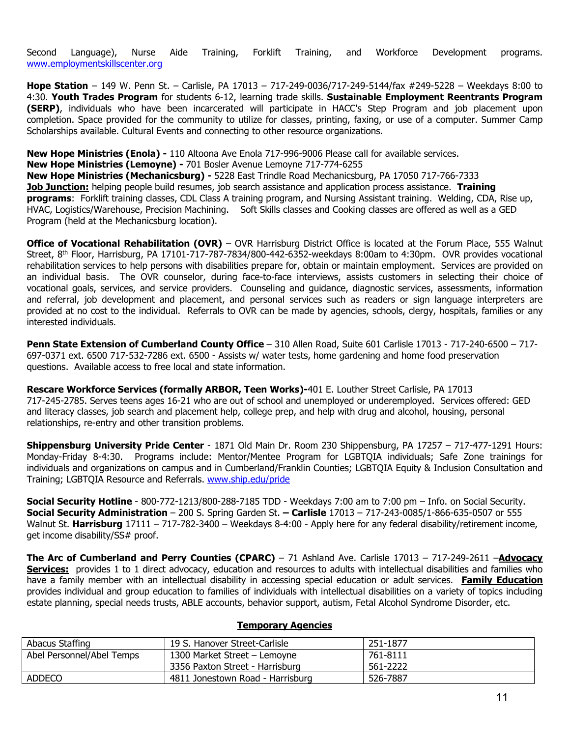Second Language), Nurse Aide Training, Forklift Training, and Workforce Development programs. www.employmentskillscenter.org

**Hope Station** – 149 W. Penn St. – Carlisle, PA 17013 – 717-249-0036/717-249-5144/fax #249-5228 – Weekdays 8:00 to 4:30. **Youth Trades Program** for students 6-12, learning trade skills. **Sustainable Employment Reentrants Program (SERP)**, individuals who have been incarcerated will participate in HACC's Step Program and job placement upon completion. Space provided for the community to utilize for classes, printing, faxing, or use of a computer. Summer Camp Scholarships available. Cultural Events and connecting to other resource organizations.

**New Hope Ministries (Enola) -** 110 Altoona Ave Enola 717-996-9006 Please call for available services.
**New Hope Ministries (Lemoyne) -** 701 Bosler Avenue Lemoyne 717-774-6255
**New Hope Ministries (Mechanicsburg) -** 5228 East Trindle Road Mechanicsburg, PA 17050 717-766-7333
**Job Junction:** helping people build resumes, job search assistance and application process assistance. **Training programs**: Forklift training classes, CDL Class A training program, and Nursing Assistant training. Welding, CDA, Rise up, HVAC, Logistics/Warehouse, Precision Machining. Soft Skills classes and Cooking classes are offered as well as a GED Program (held at the Mechanicsburg location).

**Office of Vocational Rehabilitation (OVR)** – OVR Harrisburg District Office is located at the Forum Place, 555 Walnut Street, 8th Floor, Harrisburg, PA 17101-717-787-7834/800-442-6352-weekdays 8:00am to 4:30pm. OVR provides vocational rehabilitation services to help persons with disabilities prepare for, obtain or maintain employment. Services are provided on an individual basis. The OVR counselor, during face-to-face interviews, assists customers in selecting their choice of vocational goals, services, and service providers. Counseling and guidance, diagnostic services, assessments, information and referral, job development and placement, and personal services such as readers or sign language interpreters are provided at no cost to the individual. Referrals to OVR can be made by agencies, schools, clergy, hospitals, families or any interested individuals.

**Penn State Extension of Cumberland County Office** – 310 Allen Road, Suite 601 Carlisle 17013 - 717-240-6500 – 717-697-0371 ext. 6500 717-532-7286 ext. 6500 - Assists w/ water tests, home gardening and home food preservation questions. Available access to free local and state information.

**Rescare Workforce Services (formally ARBOR, Teen Works)-**401 E. Louther Street Carlisle, PA 17013
717-245-2785. Serves teens ages 16-21 who are out of school and unemployed or underemployed. Services offered: GED and literacy classes, job search and placement help, college prep, and help with drug and alcohol, housing, personal relationships, re-entry and other transition problems.

**Shippensburg University Pride Center** - 1871 Old Main Dr. Room 230 Shippensburg, PA 17257 – 717-477-1291 Hours: Monday-Friday 8-4:30. Programs include: Mentor/Mentee Program for LGBTQIA individuals; Safe Zone trainings for individuals and organizations on campus and in Cumberland/Franklin Counties; LGBTQIA Equity & Inclusion Consultation and Training; LGBTQIA Resource and Referrals. www.ship.edu/pride

**Social Security Hotline** - 800-772-1213/800-288-7185 TDD - Weekdays 7:00 am to 7:00 pm – Info. on Social Security.
**Social Security Administration** – 200 S. Spring Garden St. **– Carlisle** 17013 – 717-243-0085/1-866-635-0507 or 555 Walnut St. **Harrisburg** 17111 – 717-782-3400 – Weekdays 8-4:00 - Apply here for any federal disability/retirement income, get income disability/SS# proof.

**The Arc of Cumberland and Perry Counties (CPARC)** – 71 Ashland Ave. Carlisle 17013 – 717-249-2611 –**Advocacy Services:** provides 1 to 1 direct advocacy, education and resources to adults with intellectual disabilities and families who have a family member with an intellectual disability in accessing special education or adult services. **Family Education** provides individual and group education to families of individuals with intellectual disabilities on a variety of topics including estate planning, special needs trusts, ABLE accounts, behavior support, autism, Fetal Alcohol Syndrome Disorder, etc.

## Temporary Agencies

| | | |
|---|---|---|
| Abacus Staffing | 19 S. Hanover Street-Carlisle | 251-1877 |
| Abel Personnel/Abel Temps | 1300 Market Street – Lemoyne<br>3356 Paxton Street - Harrisburg | 761-8111<br>561-2222 |
| ADDECO | 4811 Jonestown Road - Harrisburg | 526-7887 |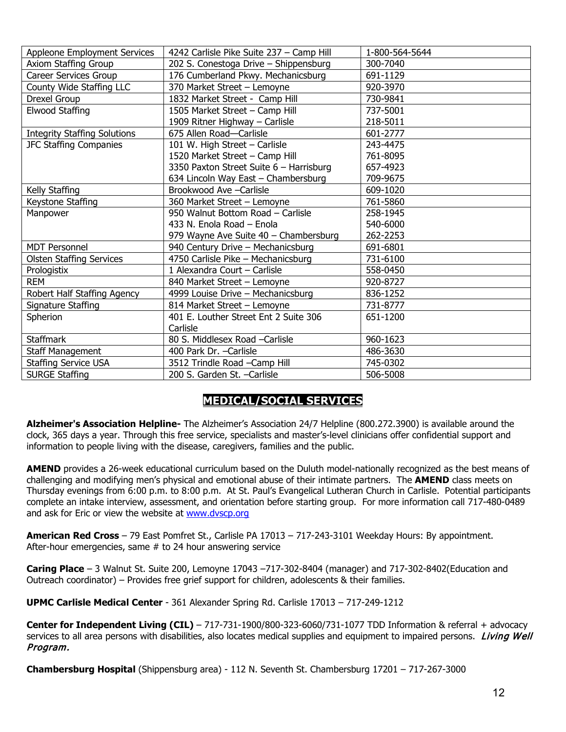| Appleone Employment Services | 4242 Carlisle Pike Suite 237 – Camp Hill | 1-800-564-5644 |
|---|---|---|
| Axiom Staffing Group | 202 S. Conestoga Drive – Shippensburg | 300-7040 |
| Career Services Group | 176 Cumberland Pkwy. Mechanicsburg | 691-1129 |
| County Wide Staffing LLC | 370 Market Street – Lemoyne | 920-3970 |
| Drexel Group | 1832 Market Street - Camp Hill | 730-9841 |
| Elwood Staffing | 1505 Market Street – Camp Hill<br>1909 Ritner Highway – Carlisle | 737-5001<br>218-5011 |
| Integrity Staffing Solutions | 675 Allen Road—Carlisle | 601-2777 |
| JFC Staffing Companies | 101 W. High Street – Carlisle<br>1520 Market Street – Camp Hill<br>3350 Paxton Street Suite 6 – Harrisburg<br>634 Lincoln Way East – Chambersburg | 243-4475<br>761-8095<br>657-4923<br>709-9675 |
| Kelly Staffing | Brookwood Ave –Carlisle | 609-1020 |
| Keystone Staffing | 360 Market Street – Lemoyne | 761-5860 |
| Manpower | 950 Walnut Bottom Road – Carlisle<br>433 N. Enola Road – Enola<br>979 Wayne Ave Suite 40 – Chambersburg | 258-1945<br>540-6000<br>262-2253 |
| MDT Personnel | 940 Century Drive – Mechanicsburg | 691-6801 |
| Olsten Staffing Services | 4750 Carlisle Pike – Mechanicsburg | 731-6100 |
| Prologistix | 1 Alexandra Court – Carlisle | 558-0450 |
| REM | 840 Market Street – Lemoyne | 920-8727 |
| Robert Half Staffing Agency | 4999 Louise Drive – Mechanicsburg | 836-1252 |
| Signature Staffing | 814 Market Street – Lemoyne | 731-8777 |
| Spherion | 401 E. Louther Street Ent 2 Suite 306 Carlisle | 651-1200 |
| Staffmark | 80 S. Middlesex Road –Carlisle | 960-1623 |
| Staff Management | 400 Park Dr. –Carlisle | 486-3630 |
| Staffing Service USA | 3512 Trindle Road –Camp Hill | 745-0302 |
| SURGE Staffing | 200 S. Garden St. –Carlisle | 506-5008 |

## MEDICAL/SOCIAL SERVICES

**Alzheimer's Association Helpline-** The Alzheimer's Association 24/7 Helpline (800.272.3900) is available around the clock, 365 days a year. Through this free service, specialists and master's-level clinicians offer confidential support and information to people living with the disease, caregivers, families and the public.

**AMEND** provides a 26-week educational curriculum based on the Duluth model-nationally recognized as the best means of challenging and modifying men's physical and emotional abuse of their intimate partners. The **AMEND** class meets on Thursday evenings from 6:00 p.m. to 8:00 p.m. At St. Paul's Evangelical Lutheran Church in Carlisle. Potential participants complete an intake interview, assessment, and orientation before starting group. For more information call 717-480-0489 and ask for Eric or view the website at www.dvscp.org

**American Red Cross** – 79 East Pomfret St., Carlisle PA 17013 – 717-243-3101 Weekday Hours: By appointment. After-hour emergencies, same # to 24 hour answering service

**Caring Place** – 3 Walnut St. Suite 200, Lemoyne 17043 –717-302-8404 (manager) and 717-302-8402(Education and Outreach coordinator) – Provides free grief support for children, adolescents & their families.

**UPMC Carlisle Medical Center** - 361 Alexander Spring Rd. Carlisle 17013 – 717-249-1212

**Center for Independent Living (CIL)** – 717-731-1900/800-323-6060/731-1077 TDD Information & referral + advocacy services to all area persons with disabilities, also locates medical supplies and equipment to impaired persons. *Living Well Program.*

**Chambersburg Hospital** (Shippensburg area) - 112 N. Seventh St. Chambersburg 17201 – 717-267-3000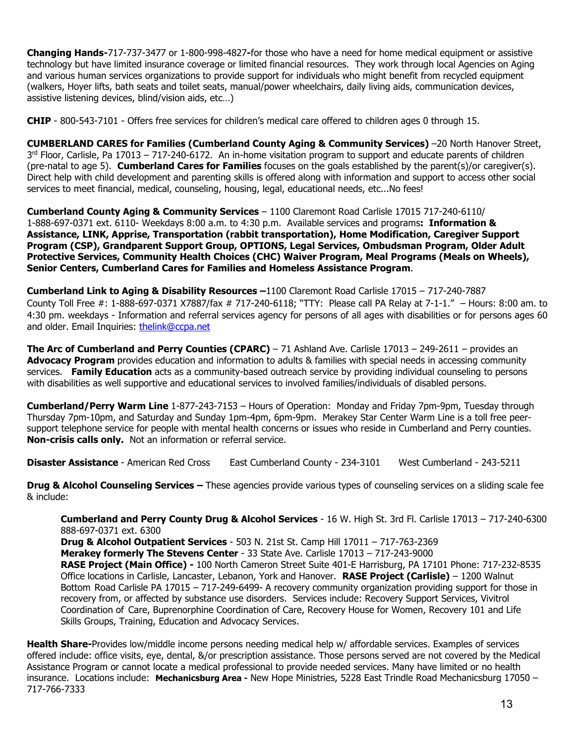**Changing Hands-**717-737-3477 or 1-800-998-4827**-**for those who have a need for home medical equipment or assistive technology but have limited insurance coverage or limited financial resources. They work through local Agencies on Aging and various human services organizations to provide support for individuals who might benefit from recycled equipment (walkers, Hoyer lifts, bath seats and toilet seats, manual/power wheelchairs, daily living aids, communication devices, assistive listening devices, blind/vision aids, etc…)

**CHIP** - 800-543-7101 - Offers free services for children's medical care offered to children ages 0 through 15.

**CUMBERLAND CARES for Families (Cumberland County Aging & Community Services)** –20 North Hanover Street, 3rd Floor, Carlisle, Pa 17013 – 717-240-6172. An in-home visitation program to support and educate parents of children (pre-natal to age 5). **Cumberland Cares for Families** focuses on the goals established by the parent(s)/or caregiver(s). Direct help with child development and parenting skills is offered along with information and support to access other social services to meet financial, medical, counseling, housing, legal, educational needs, etc...No fees!

**Cumberland County Aging & Community Services** – 1100 Claremont Road Carlisle 17015 717-240-6110/ 1-888-697-0371 ext. 6110- Weekdays 8:00 a.m. to 4:30 p.m. Available services and programs**: Information & Assistance, LINK, Apprise, Transportation (rabbit transportation), Home Modification, Caregiver Support Program (CSP), Grandparent Support Group, OPTIONS, Legal Services, Ombudsman Program, Older Adult Protective Services, Community Health Choices (CHC) Waiver Program, Meal Programs (Meals on Wheels), Senior Centers, Cumberland Cares for Families and Homeless Assistance Program**.

**Cumberland Link to Aging & Disability Resources –**1100 Claremont Road Carlisle 17015 – 717-240-7887 County Toll Free #: 1-888-697-0371 X7887/fax # 717-240-6118; "TTY: Please call PA Relay at 7-1-1." – Hours: 8:00 am. to 4:30 pm. weekdays - Information and referral services agency for persons of all ages with disabilities or for persons ages 60 and older. Email Inquiries: thelink@ccpa.net

**The Arc of Cumberland and Perry Counties (CPARC)** – 71 Ashland Ave. Carlisle 17013 – 249-2611 – provides an **Advocacy Program** provides education and information to adults & families with special needs in accessing community services. **Family Education** acts as a community-based outreach service by providing individual counseling to persons with disabilities as well supportive and educational services to involved families/individuals of disabled persons.

**Cumberland/Perry Warm Line** 1-877-243-7153 – Hours of Operation: Monday and Friday 7pm-9pm, Tuesday through Thursday 7pm-10pm, and Saturday and Sunday 1pm-4pm, 6pm-9pm. Merakey Star Center Warm Line is a toll free peer-support telephone service for people with mental health concerns or issues who reside in Cumberland and Perry counties. **Non-crisis calls only.** Not an information or referral service.

**Disaster Assistance** - American Red Cross East Cumberland County - 234-3101 West Cumberland - 243-5211

**Drug & Alcohol Counseling Services –** These agencies provide various types of counseling services on a sliding scale fee & include:

**Cumberland and Perry County Drug & Alcohol Services** - 16 W. High St. 3rd Fl. Carlisle 17013 – 717-240-6300 888-697-0371 ext. 6300
**Drug & Alcohol Outpatient Services** - 503 N. 21st St. Camp Hill 17011 – 717-763-2369
**Merakey formerly The Stevens Center** - 33 State Ave. Carlisle 17013 – 717-243-9000
**RASE Project (Main Office) -** 100 North Cameron Street Suite 401-E Harrisburg, PA 17101 Phone: 717-232-8535 Office locations in Carlisle, Lancaster, Lebanon, York and Hanover. **RASE Project (Carlisle)** – 1200 Walnut Bottom Road Carlisle PA 17015 – 717-249-6499- A recovery community organization providing support for those in recovery from, or affected by substance use disorders. Services include: Recovery Support Services, Vivitrol Coordination of Care, Buprenorphine Coordination of Care, Recovery House for Women, Recovery 101 and Life Skills Groups, Training, Education and Advocacy Services.

**Health Share-**Provides low/middle income persons needing medical help w/ affordable services. Examples of services offered include: office visits, eye, dental, &/or prescription assistance. Those persons served are not covered by the Medical Assistance Program or cannot locate a medical professional to provide needed services. Many have limited or no health insurance. Locations include: **Mechanicsburg Area -** New Hope Ministries, 5228 East Trindle Road Mechanicsburg 17050 – 717-766-7333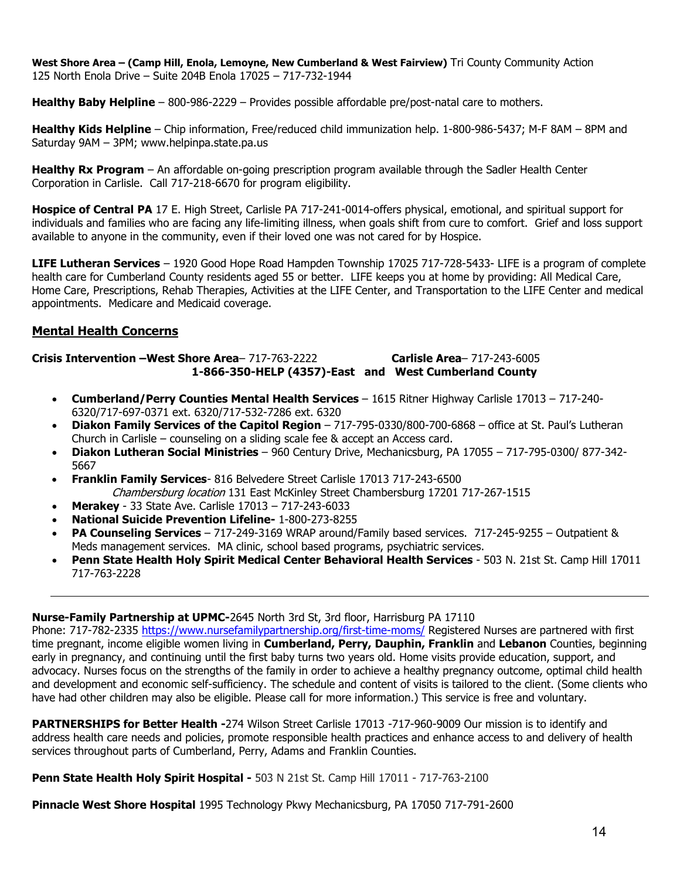**West Shore Area – (Camp Hill, Enola, Lemoyne, New Cumberland & West Fairview)** Tri County Community Action 125 North Enola Drive – Suite 204B Enola 17025 – 717-732-1944

**Healthy Baby Helpline** – 800-986-2229 – Provides possible affordable pre/post-natal care to mothers.

**Healthy Kids Helpline** – Chip information, Free/reduced child immunization help. 1-800-986-5437; M-F 8AM – 8PM and Saturday 9AM – 3PM; www.helpinpa.state.pa.us

**Healthy Rx Program** – An affordable on-going prescription program available through the Sadler Health Center Corporation in Carlisle. Call 717-218-6670 for program eligibility.

**Hospice of Central PA** 17 E. High Street, Carlisle PA 717-241-0014-offers physical, emotional, and spiritual support for individuals and families who are facing any life-limiting illness, when goals shift from cure to comfort. Grief and loss support available to anyone in the community, even if their loved one was not cared for by Hospice.

**LIFE Lutheran Services** – 1920 Good Hope Road Hampden Township 17025 717-728-5433- LIFE is a program of complete health care for Cumberland County residents aged 55 or better. LIFE keeps you at home by providing: All Medical Care, Home Care, Prescriptions, Rehab Therapies, Activities at the LIFE Center, and Transportation to the LIFE Center and medical appointments. Medicare and Medicaid coverage.

## Mental Health Concerns

**Crisis Intervention –West Shore Area**– 717-763-2222 **Carlisle Area**– 717-243-6005
**1-866-350-HELP (4357)-East and West Cumberland County**

- **Cumberland/Perry Counties Mental Health Services** – 1615 Ritner Highway Carlisle 17013 – 717-240-6320/717-697-0371 ext. 6320/717-532-7286 ext. 6320
- **Diakon Family Services of the Capitol Region** – 717-795-0330/800-700-6868 – office at St. Paul's Lutheran Church in Carlisle – counseling on a sliding scale fee & accept an Access card.
- **Diakon Lutheran Social Ministries** – 960 Century Drive, Mechanicsburg, PA 17055 – 717-795-0300/ 877-342-5667
- **Franklin Family Services**- 816 Belvedere Street Carlisle 17013 717-243-6500
  *Chambersburg location* 131 East McKinley Street Chambersburg 17201 717-267-1515
- **Merakey** - 33 State Ave. Carlisle 17013 – 717-243-6033
- **National Suicide Prevention Lifeline-** 1-800-273-8255
- **PA Counseling Services** – 717-249-3169 WRAP around/Family based services. 717-245-9255 – Outpatient & Meds management services. MA clinic, school based programs, psychiatric services.
- **Penn State Health Holy Spirit Medical Center Behavioral Health Services** - 503 N. 21st St. Camp Hill 17011 717-763-2228

---

**Nurse-Family Partnership at UPMC-**2645 North 3rd St, 3rd floor, Harrisburg PA 17110
Phone: 717-782-2335 https://www.nursefamilypartnership.org/first-time-moms/ Registered Nurses are partnered with first time pregnant, income eligible women living in **Cumberland, Perry, Dauphin, Franklin** and **Lebanon** Counties, beginning early in pregnancy, and continuing until the first baby turns two years old. Home visits provide education, support, and advocacy. Nurses focus on the strengths of the family in order to achieve a healthy pregnancy outcome, optimal child health and development and economic self-sufficiency. The schedule and content of visits is tailored to the client. (Some clients who have had other children may also be eligible. Please call for more information.) This service is free and voluntary.

**PARTNERSHIPS for Better Health -**274 Wilson Street Carlisle 17013 -717-960-9009 Our mission is to identify and address health care needs and policies, promote responsible health practices and enhance access to and delivery of health services throughout parts of Cumberland, Perry, Adams and Franklin Counties.

**Penn State Health Holy Spirit Hospital -** 503 N 21st St. Camp Hill 17011 - 717-763-2100

**Pinnacle West Shore Hospital** 1995 Technology Pkwy Mechanicsburg, PA 17050 717-791-2600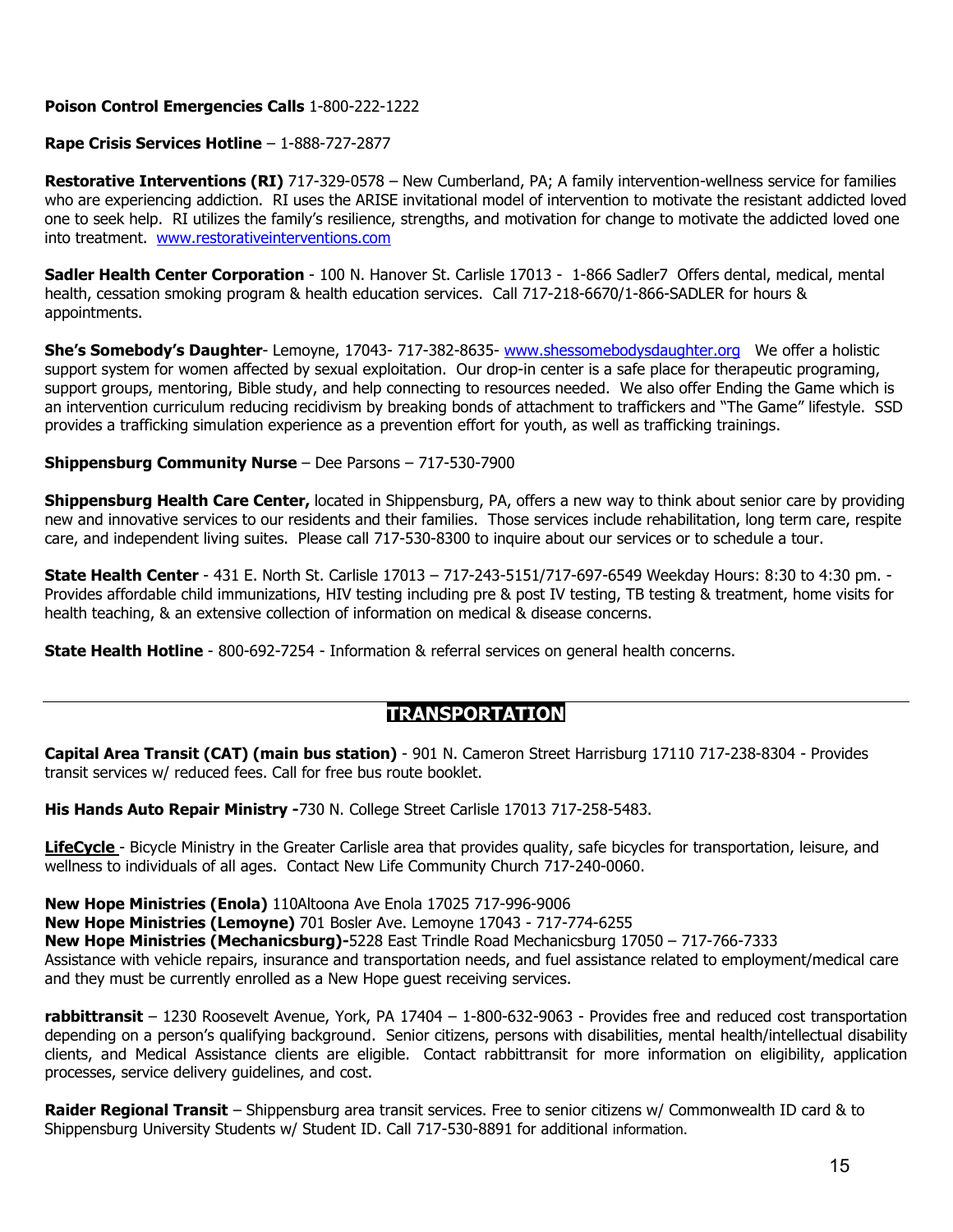**Poison Control Emergencies Calls** 1-800-222-1222

**Rape Crisis Services Hotline** – 1-888-727-2877

**Restorative Interventions (RI)** 717-329-0578 – New Cumberland, PA; A family intervention-wellness service for families who are experiencing addiction. RI uses the ARISE invitational model of intervention to motivate the resistant addicted loved one to seek help. RI utilizes the family's resilience, strengths, and motivation for change to motivate the addicted loved one into treatment. www.restorativeinterventions.com

**Sadler Health Center Corporation** - 100 N. Hanover St. Carlisle 17013 - 1-866 Sadler7 Offers dental, medical, mental health, cessation smoking program & health education services. Call 717-218-6670/1-866-SADLER for hours & appointments.

**She's Somebody's Daughter**- Lemoyne, 17043- 717-382-8635- www.shessomebodysdaughter.org We offer a holistic support system for women affected by sexual exploitation. Our drop-in center is a safe place for therapeutic programing, support groups, mentoring, Bible study, and help connecting to resources needed. We also offer Ending the Game which is an intervention curriculum reducing recidivism by breaking bonds of attachment to traffickers and "The Game" lifestyle. SSD provides a trafficking simulation experience as a prevention effort for youth, as well as trafficking trainings.

**Shippensburg Community Nurse** – Dee Parsons – 717-530-7900

**Shippensburg Health Care Center,** located in Shippensburg, PA, offers a new way to think about senior care by providing new and innovative services to our residents and their families. Those services include rehabilitation, long term care, respite care, and independent living suites. Please call 717-530-8300 to inquire about our services or to schedule a tour.

**State Health Center** - 431 E. North St. Carlisle 17013 – 717-243-5151/717-697-6549 Weekday Hours: 8:30 to 4:30 pm. - Provides affordable child immunizations, HIV testing including pre & post IV testing, TB testing & treatment, home visits for health teaching, & an extensive collection of information on medical & disease concerns.

**State Health Hotline** - 800-692-7254 - Information & referral services on general health concerns.

## TRANSPORTATION

**Capital Area Transit (CAT) (main bus station)** - 901 N. Cameron Street Harrisburg 17110 717-238-8304 - Provides transit services w/ reduced fees. Call for free bus route booklet.

**His Hands Auto Repair Ministry -**730 N. College Street Carlisle 17013 717-258-5483.

**LifeCycle** - Bicycle Ministry in the Greater Carlisle area that provides quality, safe bicycles for transportation, leisure, and wellness to individuals of all ages. Contact New Life Community Church 717-240-0060.

**New Hope Ministries (Enola)** 110Altoona Ave Enola 17025 717-996-9006
**New Hope Ministries (Lemoyne)** 701 Bosler Ave. Lemoyne 17043 - 717-774-6255
**New Hope Ministries (Mechanicsburg)-**5228 East Trindle Road Mechanicsburg 17050 – 717-766-7333
Assistance with vehicle repairs, insurance and transportation needs, and fuel assistance related to employment/medical care and they must be currently enrolled as a New Hope guest receiving services.

**rabbittransit** – 1230 Roosevelt Avenue, York, PA 17404 – 1-800-632-9063 - Provides free and reduced cost transportation depending on a person's qualifying background. Senior citizens, persons with disabilities, mental health/intellectual disability clients, and Medical Assistance clients are eligible. Contact rabbittransit for more information on eligibility, application processes, service delivery guidelines, and cost.

**Raider Regional Transit** – Shippensburg area transit services. Free to senior citizens w/ Commonwealth ID card & to Shippensburg University Students w/ Student ID. Call 717-530-8891 for additional information.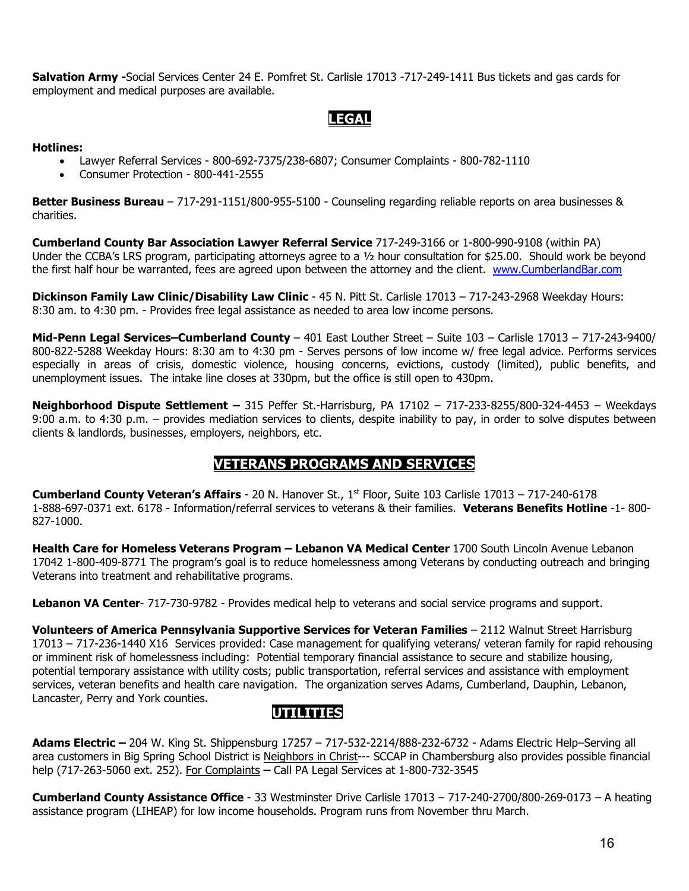**Salvation Army -**Social Services Center 24 E. Pomfret St. Carlisle 17013 -717-249-1411 Bus tickets and gas cards for employment and medical purposes are available.

## LEGAL

**Hotlines:**

- Lawyer Referral Services - 800-692-7375/238-6807; Consumer Complaints - 800-782-1110
- Consumer Protection - 800-441-2555

**Better Business Bureau** – 717-291-1151/800-955-5100 - Counseling regarding reliable reports on area businesses & charities.

**Cumberland County Bar Association Lawyer Referral Service** 717-249-3166 or 1-800-990-9108 (within PA) Under the CCBA's LRS program, participating attorneys agree to a ½ hour consultation for $25.00. Should work be beyond the first half hour be warranted, fees are agreed upon between the attorney and the client. www.CumberlandBar.com

**Dickinson Family Law Clinic/Disability Law Clinic** - 45 N. Pitt St. Carlisle 17013 – 717-243-2968 Weekday Hours: 8:30 am. to 4:30 pm. - Provides free legal assistance as needed to area low income persons.

**Mid-Penn Legal Services–Cumberland County** – 401 East Louther Street – Suite 103 – Carlisle 17013 – 717-243-9400/ 800-822-5288 Weekday Hours: 8:30 am to 4:30 pm - Serves persons of low income w/ free legal advice. Performs services especially in areas of crisis, domestic violence, housing concerns, evictions, custody (limited), public benefits, and unemployment issues. The intake line closes at 330pm, but the office is still open to 430pm.

**Neighborhood Dispute Settlement –** 315 Peffer St.-Harrisburg, PA 17102 – 717-233-8255/800-324-4453 – Weekdays 9:00 a.m. to 4:30 p.m. – provides mediation services to clients, despite inability to pay, in order to solve disputes between clients & landlords, businesses, employers, neighbors, etc.

## VETERANS PROGRAMS AND SERVICES

**Cumberland County Veteran's Affairs** - 20 N. Hanover St., 1st Floor, Suite 103 Carlisle 17013 – 717-240-6178 1-888-697-0371 ext. 6178 - Information/referral services to veterans & their families. **Veterans Benefits Hotline** -1- 800-827-1000.

**Health Care for Homeless Veterans Program – Lebanon VA Medical Center** 1700 South Lincoln Avenue Lebanon 17042 1-800-409-8771 The program's goal is to reduce homelessness among Veterans by conducting outreach and bringing Veterans into treatment and rehabilitative programs.

**Lebanon VA Center**- 717-730-9782 - Provides medical help to veterans and social service programs and support.

**Volunteers of America Pennsylvania Supportive Services for Veteran Families** – 2112 Walnut Street Harrisburg 17013 – 717-236-1440 X16 Services provided: Case management for qualifying veterans/ veteran family for rapid rehousing or imminent risk of homelessness including: Potential temporary financial assistance to secure and stabilize housing, potential temporary assistance with utility costs; public transportation, referral services and assistance with employment services, veteran benefits and health care navigation. The organization serves Adams, Cumberland, Dauphin, Lebanon, Lancaster, Perry and York counties.

## UTILITIES

**Adams Electric –** 204 W. King St. Shippensburg 17257 – 717-532-2214/888-232-6732 - Adams Electric Help–Serving all area customers in Big Spring School District is Neighbors in Christ--- SCCAP in Chambersburg also provides possible financial help (717-263-5060 ext. 252). For Complaints **–** Call PA Legal Services at 1-800-732-3545

**Cumberland County Assistance Office** - 33 Westminster Drive Carlisle 17013 – 717-240-2700/800-269-0173 – A heating assistance program (LIHEAP) for low income households. Program runs from November thru March.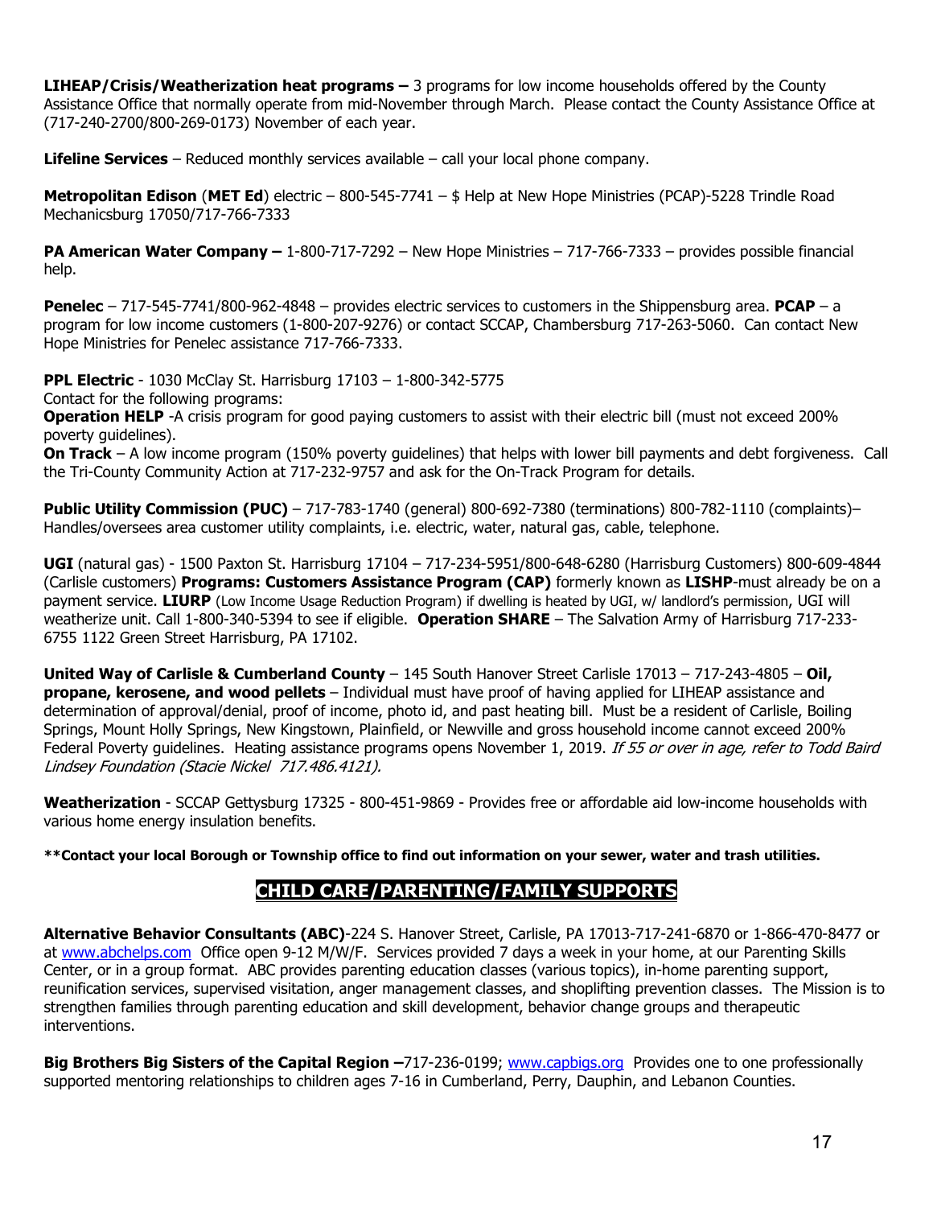**LIHEAP/Crisis/Weatherization heat programs –** 3 programs for low income households offered by the County Assistance Office that normally operate from mid-November through March. Please contact the County Assistance Office at (717-240-2700/800-269-0173) November of each year.

**Lifeline Services** – Reduced monthly services available – call your local phone company.

**Metropolitan Edison** (**MET Ed**) electric – 800-545-7741 – $ Help at New Hope Ministries (PCAP)-5228 Trindle Road Mechanicsburg 17050/717-766-7333

**PA American Water Company –** 1-800-717-7292 – New Hope Ministries – 717-766-7333 – provides possible financial help.

**Penelec** – 717-545-7741/800-962-4848 – provides electric services to customers in the Shippensburg area. **PCAP** – a program for low income customers (1-800-207-9276) or contact SCCAP, Chambersburg 717-263-5060. Can contact New Hope Ministries for Penelec assistance 717-766-7333.

**PPL Electric** - 1030 McClay St. Harrisburg 17103 – 1-800-342-5775
Contact for the following programs:
**Operation HELP** -A crisis program for good paying customers to assist with their electric bill (must not exceed 200% poverty guidelines).
**On Track** – A low income program (150% poverty guidelines) that helps with lower bill payments and debt forgiveness. Call the Tri-County Community Action at 717-232-9757 and ask for the On-Track Program for details.

**Public Utility Commission (PUC)** – 717-783-1740 (general) 800-692-7380 (terminations) 800-782-1110 (complaints)– Handles/oversees area customer utility complaints, i.e. electric, water, natural gas, cable, telephone.

**UGI** (natural gas) - 1500 Paxton St. Harrisburg 17104 – 717-234-5951/800-648-6280 (Harrisburg Customers) 800-609-4844 (Carlisle customers) **Programs: Customers Assistance Program (CAP)** formerly known as **LISHP**-must already be on a payment service. **LIURP** (Low Income Usage Reduction Program) if dwelling is heated by UGI, w/ landlord's permission, UGI will weatherize unit. Call 1-800-340-5394 to see if eligible. **Operation SHARE** – The Salvation Army of Harrisburg 717-233-6755 1122 Green Street Harrisburg, PA 17102.

**United Way of Carlisle & Cumberland County** – 145 South Hanover Street Carlisle 17013 – 717-243-4805 – **Oil, propane, kerosene, and wood pellets** – Individual must have proof of having applied for LIHEAP assistance and determination of approval/denial, proof of income, photo id, and past heating bill. Must be a resident of Carlisle, Boiling Springs, Mount Holly Springs, New Kingstown, Plainfield, or Newville and gross household income cannot exceed 200% Federal Poverty guidelines. Heating assistance programs opens November 1, 2019. *If 55 or over in age, refer to Todd Baird Lindsey Foundation (Stacie Nickel 717.486.4121).*

**Weatherization** - SCCAP Gettysburg 17325 - 800-451-9869 - Provides free or affordable aid low-income households with various home energy insulation benefits.

**\*\*Contact your local Borough or Township office to find out information on your sewer, water and trash utilities.**

## CHILD CARE/PARENTING/FAMILY SUPPORTS

**Alternative Behavior Consultants (ABC)**-224 S. Hanover Street, Carlisle, PA 17013-717-241-6870 or 1-866-470-8477 or at www.abchelps.com Office open 9-12 M/W/F. Services provided 7 days a week in your home, at our Parenting Skills Center, or in a group format. ABC provides parenting education classes (various topics), in-home parenting support, reunification services, supervised visitation, anger management classes, and shoplifting prevention classes. The Mission is to strengthen families through parenting education and skill development, behavior change groups and therapeutic interventions.

**Big Brothers Big Sisters of the Capital Region –**717-236-0199; www.capbigs.org Provides one to one professionally supported mentoring relationships to children ages 7-16 in Cumberland, Perry, Dauphin, and Lebanon Counties.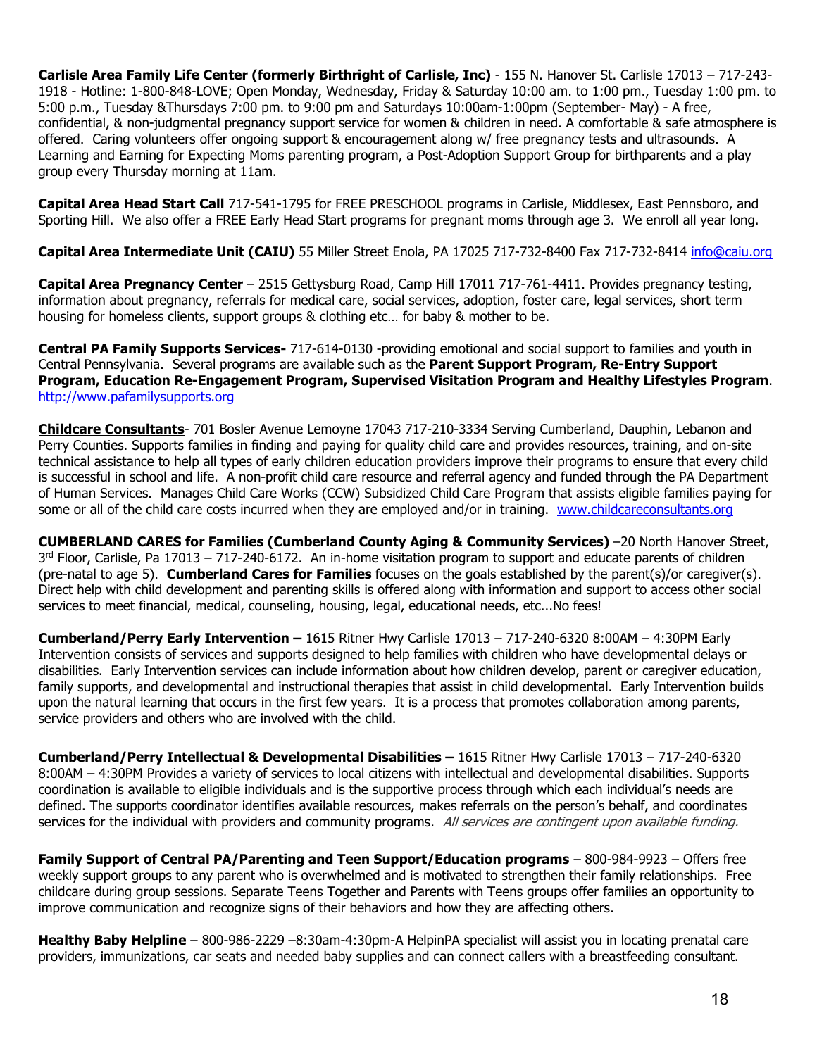**Carlisle Area Family Life Center (formerly Birthright of Carlisle, Inc)** - 155 N. Hanover St. Carlisle 17013 – 717-243-1918 - Hotline: 1-800-848-LOVE; Open Monday, Wednesday, Friday & Saturday 10:00 am. to 1:00 pm., Tuesday 1:00 pm. to 5:00 p.m., Tuesday &Thursdays 7:00 pm. to 9:00 pm and Saturdays 10:00am-1:00pm (September- May) - A free, confidential, & non-judgmental pregnancy support service for women & children in need. A comfortable & safe atmosphere is offered. Caring volunteers offer ongoing support & encouragement along w/ free pregnancy tests and ultrasounds. A Learning and Earning for Expecting Moms parenting program, a Post-Adoption Support Group for birthparents and a play group every Thursday morning at 11am.

**Capital Area Head Start Call** 717-541-1795 for FREE PRESCHOOL programs in Carlisle, Middlesex, East Pennsboro, and Sporting Hill. We also offer a FREE Early Head Start programs for pregnant moms through age 3. We enroll all year long.

**Capital Area Intermediate Unit (CAIU)** 55 Miller Street Enola, PA 17025 717-732-8400 Fax 717-732-8414 info@caiu.org

**Capital Area Pregnancy Center** – 2515 Gettysburg Road, Camp Hill 17011 717-761-4411. Provides pregnancy testing, information about pregnancy, referrals for medical care, social services, adoption, foster care, legal services, short term housing for homeless clients, support groups & clothing etc… for baby & mother to be.

**Central PA Family Supports Services-** 717-614-0130 -providing emotional and social support to families and youth in Central Pennsylvania. Several programs are available such as the **Parent Support Program, Re-Entry Support Program, Education Re-Engagement Program, Supervised Visitation Program and Healthy Lifestyles Program**. http://www.pafamilysupports.org

**Childcare Consultants**- 701 Bosler Avenue Lemoyne 17043 717-210-3334 Serving Cumberland, Dauphin, Lebanon and Perry Counties. Supports families in finding and paying for quality child care and provides resources, training, and on-site technical assistance to help all types of early children education providers improve their programs to ensure that every child is successful in school and life. A non-profit child care resource and referral agency and funded through the PA Department of Human Services. Manages Child Care Works (CCW) Subsidized Child Care Program that assists eligible families paying for some or all of the child care costs incurred when they are employed and/or in training. www.childcareconsultants.org

**CUMBERLAND CARES for Families (Cumberland County Aging & Community Services)** –20 North Hanover Street, 3rd Floor, Carlisle, Pa 17013 – 717-240-6172. An in-home visitation program to support and educate parents of children (pre-natal to age 5). **Cumberland Cares for Families** focuses on the goals established by the parent(s)/or caregiver(s). Direct help with child development and parenting skills is offered along with information and support to access other social services to meet financial, medical, counseling, housing, legal, educational needs, etc...No fees!

**Cumberland/Perry Early Intervention –** 1615 Ritner Hwy Carlisle 17013 – 717-240-6320 8:00AM – 4:30PM Early Intervention consists of services and supports designed to help families with children who have developmental delays or disabilities. Early Intervention services can include information about how children develop, parent or caregiver education, family supports, and developmental and instructional therapies that assist in child developmental. Early Intervention builds upon the natural learning that occurs in the first few years. It is a process that promotes collaboration among parents, service providers and others who are involved with the child.

**Cumberland/Perry Intellectual & Developmental Disabilities –** 1615 Ritner Hwy Carlisle 17013 – 717-240-6320 8:00AM – 4:30PM Provides a variety of services to local citizens with intellectual and developmental disabilities. Supports coordination is available to eligible individuals and is the supportive process through which each individual's needs are defined. The supports coordinator identifies available resources, makes referrals on the person's behalf, and coordinates services for the individual with providers and community programs. *All services are contingent upon available funding.*

**Family Support of Central PA/Parenting and Teen Support/Education programs** – 800-984-9923 – Offers free weekly support groups to any parent who is overwhelmed and is motivated to strengthen their family relationships. Free childcare during group sessions. Separate Teens Together and Parents with Teens groups offer families an opportunity to improve communication and recognize signs of their behaviors and how they are affecting others.

**Healthy Baby Helpline** – 800-986-2229 –8:30am-4:30pm-A HelpinPA specialist will assist you in locating prenatal care providers, immunizations, car seats and needed baby supplies and can connect callers with a breastfeeding consultant.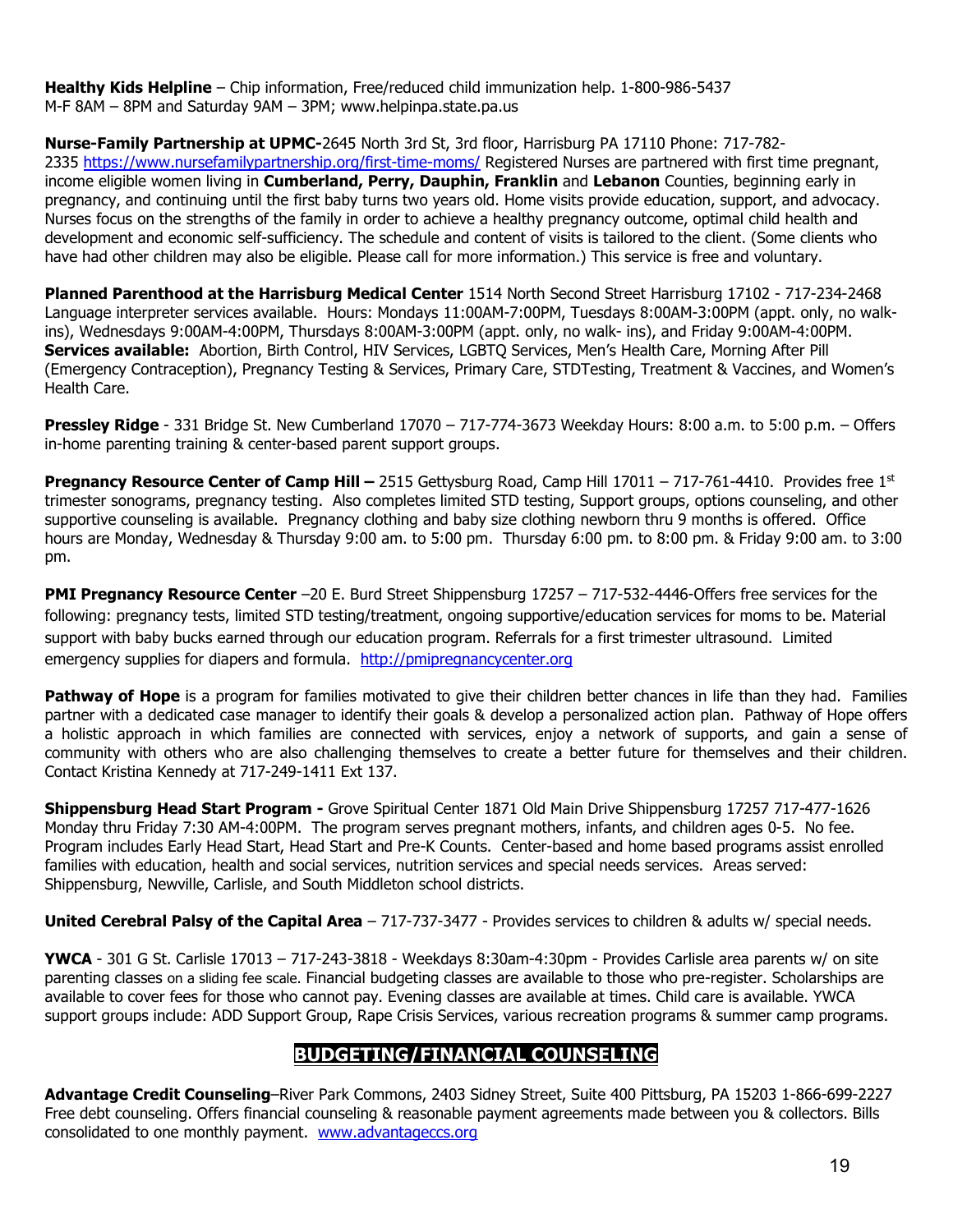**Healthy Kids Helpline** – Chip information, Free/reduced child immunization help. 1-800-986-5437 M-F 8AM – 8PM and Saturday 9AM – 3PM; www.helpinpa.state.pa.us

**Nurse-Family Partnership at UPMC-**2645 North 3rd St, 3rd floor, Harrisburg PA 17110 Phone: 717-782-2335 https://www.nursefamilypartnership.org/first-time-moms/ Registered Nurses are partnered with first time pregnant, income eligible women living in **Cumberland, Perry, Dauphin, Franklin** and **Lebanon** Counties, beginning early in pregnancy, and continuing until the first baby turns two years old. Home visits provide education, support, and advocacy. Nurses focus on the strengths of the family in order to achieve a healthy pregnancy outcome, optimal child health and development and economic self-sufficiency. The schedule and content of visits is tailored to the client. (Some clients who have had other children may also be eligible. Please call for more information.) This service is free and voluntary.

**Planned Parenthood at the Harrisburg Medical Center** 1514 North Second Street Harrisburg 17102 - 717-234-2468 Language interpreter services available. Hours: Mondays 11:00AM-7:00PM, Tuesdays 8:00AM-3:00PM (appt. only, no walk-ins), Wednesdays 9:00AM-4:00PM, Thursdays 8:00AM-3:00PM (appt. only, no walk- ins), and Friday 9:00AM-4:00PM. **Services available:** Abortion, Birth Control, HIV Services, LGBTQ Services, Men's Health Care, Morning After Pill (Emergency Contraception), Pregnancy Testing & Services, Primary Care, STDTesting, Treatment & Vaccines, and Women's Health Care.

**Pressley Ridge** - 331 Bridge St. New Cumberland 17070 – 717-774-3673 Weekday Hours: 8:00 a.m. to 5:00 p.m. – Offers in-home parenting training & center-based parent support groups.

**Pregnancy Resource Center of Camp Hill –** 2515 Gettysburg Road, Camp Hill 17011 – 717-761-4410. Provides free 1st trimester sonograms, pregnancy testing. Also completes limited STD testing, Support groups, options counseling, and other supportive counseling is available. Pregnancy clothing and baby size clothing newborn thru 9 months is offered. Office hours are Monday, Wednesday & Thursday 9:00 am. to 5:00 pm. Thursday 6:00 pm. to 8:00 pm. & Friday 9:00 am. to 3:00 pm.

**PMI Pregnancy Resource Center** –20 E. Burd Street Shippensburg 17257 – 717-532-4446-Offers free services for the following: pregnancy tests, limited STD testing/treatment, ongoing supportive/education services for moms to be. Material support with baby bucks earned through our education program. Referrals for a first trimester ultrasound. Limited emergency supplies for diapers and formula. http://pmipregnancycenter.org

**Pathway of Hope** is a program for families motivated to give their children better chances in life than they had. Families partner with a dedicated case manager to identify their goals & develop a personalized action plan. Pathway of Hope offers a holistic approach in which families are connected with services, enjoy a network of supports, and gain a sense of community with others who are also challenging themselves to create a better future for themselves and their children. Contact Kristina Kennedy at 717-249-1411 Ext 137.

**Shippensburg Head Start Program -** Grove Spiritual Center 1871 Old Main Drive Shippensburg 17257 717-477-1626 Monday thru Friday 7:30 AM-4:00PM. The program serves pregnant mothers, infants, and children ages 0-5. No fee. Program includes Early Head Start, Head Start and Pre-K Counts. Center-based and home based programs assist enrolled families with education, health and social services, nutrition services and special needs services. Areas served: Shippensburg, Newville, Carlisle, and South Middleton school districts.

**United Cerebral Palsy of the Capital Area** – 717-737-3477 - Provides services to children & adults w/ special needs.

**YWCA** - 301 G St. Carlisle 17013 – 717-243-3818 - Weekdays 8:30am-4:30pm - Provides Carlisle area parents w/ on site parenting classes on a sliding fee scale. Financial budgeting classes are available to those who pre-register. Scholarships are available to cover fees for those who cannot pay. Evening classes are available at times. Child care is available. YWCA support groups include: ADD Support Group, Rape Crisis Services, various recreation programs & summer camp programs.

## BUDGETING/FINANCIAL COUNSELING

**Advantage Credit Counseling**–River Park Commons, 2403 Sidney Street, Suite 400 Pittsburg, PA 15203 1-866-699-2227 Free debt counseling. Offers financial counseling & reasonable payment agreements made between you & collectors. Bills consolidated to one monthly payment. www.advantageccs.org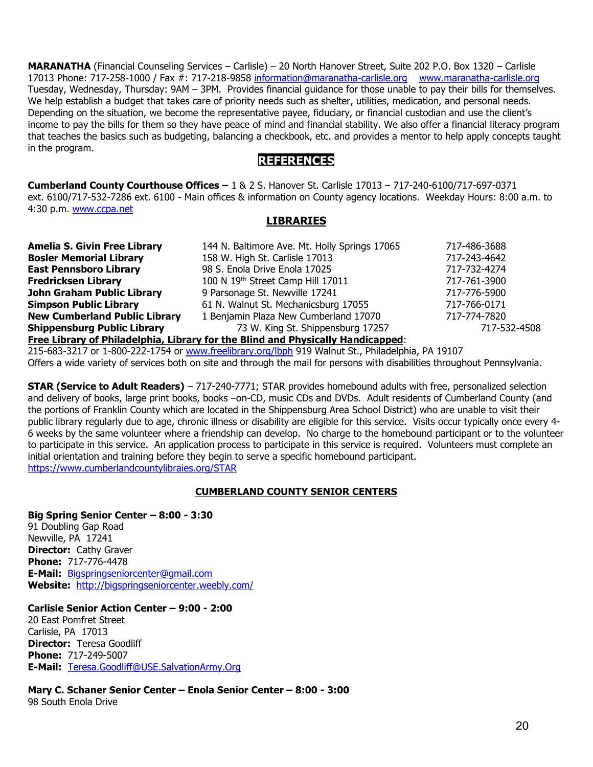**MARANATHA** (Financial Counseling Services – Carlisle) – 20 North Hanover Street, Suite 202 P.O. Box 1320 – Carlisle 17013 Phone: 717-258-1000 / Fax #: 717-218-9858 information@maranatha-carlisle.org www.maranatha-carlisle.org Tuesday, Wednesday, Thursday: 9AM – 3PM. Provides financial guidance for those unable to pay their bills for themselves. We help establish a budget that takes care of priority needs such as shelter, utilities, medication, and personal needs. Depending on the situation, we become the representative payee, fiduciary, or financial custodian and use the client's income to pay the bills for them so they have peace of mind and financial stability. We also offer a financial literacy program that teaches the basics such as budgeting, balancing a checkbook, etc. and provides a mentor to help apply concepts taught in the program.

## REFERENCES

**Cumberland County Courthouse Offices –** 1 & 2 S. Hanover St. Carlisle 17013 – 717-240-6100/717-697-0371 ext. 6100/717-532-7286 ext. 6100 - Main offices & information on County agency locations. Weekday Hours: 8:00 a.m. to 4:30 p.m. www.ccpa.net

## LIBRARIES

| | | |
|---|---|---|
| **Amelia S. Givin Free Library** | 144 N. Baltimore Ave. Mt. Holly Springs 17065 | 717-486-3688 |
| **Bosler Memorial Library** | 158 W. High St. Carlisle 17013 | 717-243-4642 |
| **East Pennsboro Library** | 98 S. Enola Drive Enola 17025 | 717-732-4274 |
| **Fredricksen Library** | 100 N 19th Street Camp Hill 17011 | 717-761-3900 |
| **John Graham Public Library** | 9 Parsonage St. Newville 17241 | 717-776-5900 |
| **Simpson Public Library** | 61 N. Walnut St. Mechanicsburg 17055 | 717-766-0171 |
| **New Cumberland Public Library** | 1 Benjamin Plaza New Cumberland 17070 | 717-774-7820 |
| **Shippensburg Public Library** | 73 W. King St. Shippensburg 17257 | 717-532-4508 |

**Free Library of Philadelphia, Library for the Blind and Physically Handicapped**: 215-683-3217 or 1-800-222-1754 or www.freelibrary.org/lbph 919 Walnut St., Philadelphia, PA 19107 Offers a wide variety of services both on site and through the mail for persons with disabilities throughout Pennsylvania.

**STAR (Service to Adult Readers)** – 717-240-7771; STAR provides homebound adults with free, personalized selection and delivery of books, large print books, books –on-CD, music CDs and DVDs. Adult residents of Cumberland County (and the portions of Franklin County which are located in the Shippensburg Area School District) who are unable to visit their public library regularly due to age, chronic illness or disability are eligible for this service. Visits occur typically once every 4-6 weeks by the same volunteer where a friendship can develop. No charge to the homebound participant or to the volunteer to participate in this service. An application process to participate in this service is required. Volunteers must complete an initial orientation and training before they begin to serve a specific homebound participant. https://www.cumberlandcountylibraies.org/STAR

## CUMBERLAND COUNTY SENIOR CENTERS

**Big Spring Senior Center – 8:00 - 3:30**
91 Doubling Gap Road
Newville, PA 17241
**Director:** Cathy Graver
**Phone:** 717-776-4478
**E-Mail:** Bigspringseniorcenter@gmail.com
**Website:** http://bigspringseniorcenter.weebly.com/

**Carlisle Senior Action Center – 9:00 - 2:00**
20 East Pomfret Street
Carlisle, PA 17013
**Director:** Teresa Goodliff
**Phone:** 717-249-5007
**E-Mail:** Teresa.Goodliff@USE.SalvationArmy.Org

**Mary C. Schaner Senior Center – Enola Senior Center – 8:00 - 3:00**
98 South Enola Drive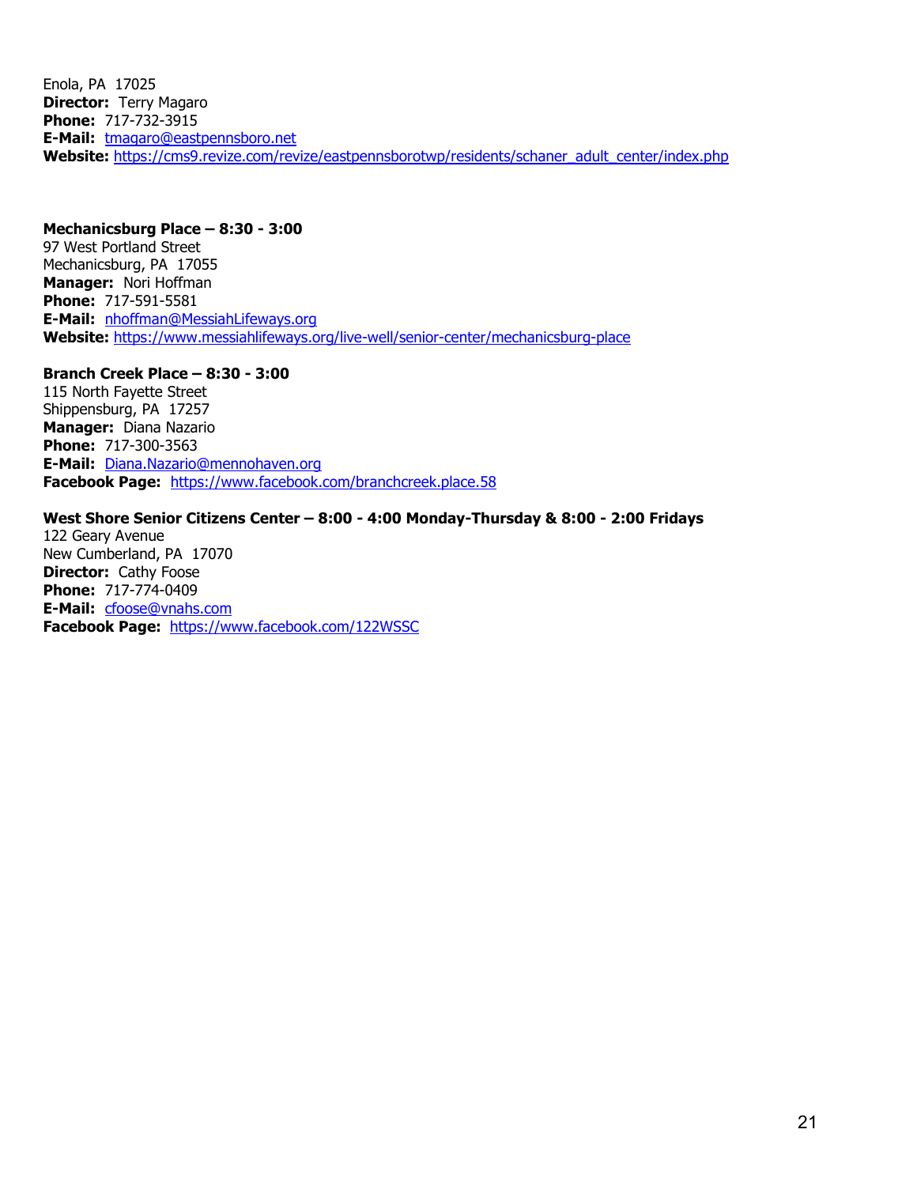Enola, PA  17025
**Director:** Terry Magaro
**Phone:** 717-732-3915
**E-Mail:** tmagaro@eastpennsboro.net
**Website:** https://cms9.revize.com/revize/eastpennsborotwp/residents/schaner_adult_center/index.php

**Mechanicsburg Place – 8:30 - 3:00**
97 West Portland Street
Mechanicsburg, PA  17055
**Manager:** Nori Hoffman
**Phone:** 717-591-5581
**E-Mail:** nhoffman@MessiahLifeways.org
**Website:** https://www.messiahlifeways.org/live-well/senior-center/mechanicsburg-place

**Branch Creek Place – 8:30 - 3:00**
115 North Fayette Street
Shippensburg, PA  17257
**Manager:** Diana Nazario
**Phone:** 717-300-3563
**E-Mail:** Diana.Nazario@mennohaven.org
**Facebook Page:** https://www.facebook.com/branchcreek.place.58

**West Shore Senior Citizens Center – 8:00 - 4:00 Monday-Thursday & 8:00 - 2:00 Fridays**
122 Geary Avenue
New Cumberland, PA  17070
**Director:** Cathy Foose
**Phone:** 717-774-0409
**E-Mail:** cfoose@vnahs.com
**Facebook Page:** https://www.facebook.com/122WSSC